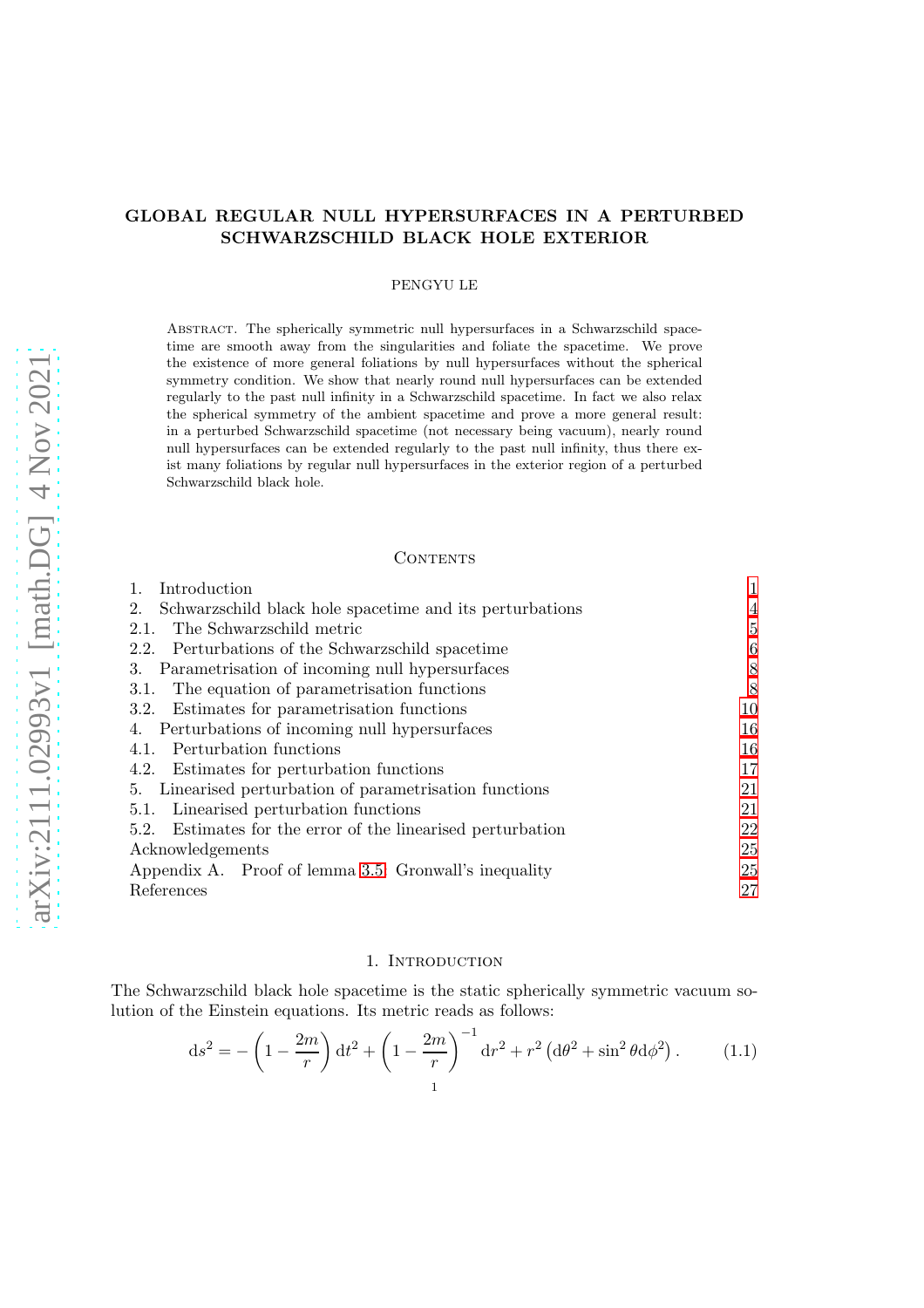# GLOBAL REGULAR NULL HYPERSURFACES IN A PERTURBED SCHWARZSCHILD BLACK HOLE EXTERIOR

PENGYU LE

Abstract. The spherically symmetric null hypersurfaces in a Schwarzschild spacetime are smooth away from the singularities and foliate the spacetime. We prove the existence of more general foliations by null hypersurfaces without the spherical symmetry condition. We show that nearly round null hypersurfaces can be extended regularly to the past null infinity in a Schwarzschild spacetime. In fact we also relax the spherical symmetry of the ambient spacetime and prove a more general result: in a perturbed Schwarzschild spacetime (not necessary being vacuum), nearly round null hypersurfaces can be extended regularly to the past null infinity, thus there exist many foliations by regular null hypersurfaces in the exterior region of a perturbed Schwarzschild black hole.

## Contents

| | |
|---|---|
| 1. Introduction | 1 |
| 2. Schwarzschild black hole spacetime and its perturbations | 4 |
| 2.1. The Schwarzschild metric | 5 |
| 2.2. Perturbations of the Schwarzschild spacetime | 6 |
| 3. Parametrisation of incoming null hypersurfaces | 8 |
| 3.1. The equation of parametrisation functions | 8 |
| 3.2. Estimates for parametrisation functions | 10 |
| 4. Perturbations of incoming null hypersurfaces | 16 |
| 4.1. Perturbation functions | 16 |
| 4.2. Estimates for perturbation functions | 17 |
| 5. Linearised perturbation of parametrisation functions | 21 |
| 5.1. Linearised perturbation functions | 21 |
| 5.2. Estimates for the error of the linearised perturbation | 22 |
| Acknowledgements | 25 |
| Appendix A. Proof of lemma 3.5: Gronwall's inequality | 25 |
| References | 27 |

## 1. Introduction

The Schwarzschild black hole spacetime is the static spherically symmetric vacuum solution of the Einstein equations. Its metric reads as follows:

$$\mathrm{d}s^2 = -\left(1 - \frac{2m}{r}\right)\mathrm{d}t^2 + \left(1 - \frac{2m}{r}\right)^{-1}\mathrm{d}r^2 + r^2\left(\mathrm{d}\theta^2 + \sin^2\theta\mathrm{d}\phi^2\right). \tag{1.1}$$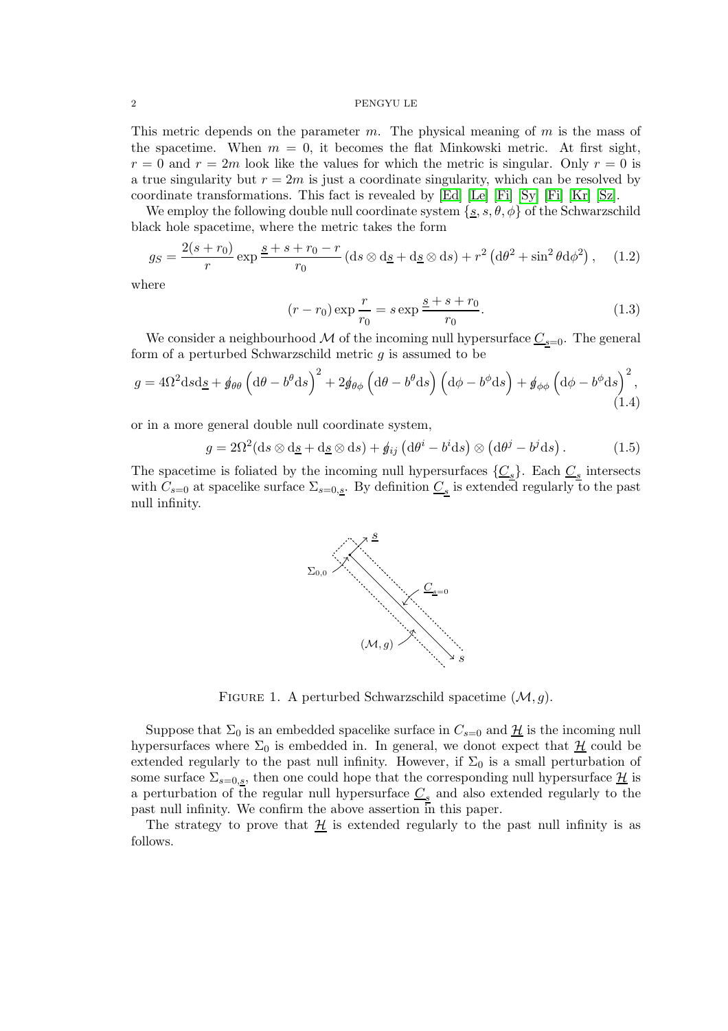This metric depends on the parameter $m$. The physical meaning of $m$ is the mass of the spacetime. When $m = 0$, it becomes the flat Minkowski metric. At first sight, $r = 0$ and $r = 2m$ look like the values for which the metric is singular. Only $r = 0$ is a true singularity but $r = 2m$ is just a coordinate singularity, which can be resolved by coordinate transformations. This fact is revealed by [Ed] [Le] [Fi] [Sy] [Fi] [Kr] [Sz].

We employ the following double null coordinate system $\{\underline{s}, s, \theta, \phi\}$ of the Schwarzschild black hole spacetime, where the metric takes the form

$$g_S = \frac{2(s + r_0)}{r} \exp \frac{\underline{s} + s + r_0 - r}{r_0} \left( \mathrm{d}s \otimes \mathrm{d}\underline{s} + \mathrm{d}\underline{s} \otimes \mathrm{d}s \right) + r^2 \left( \mathrm{d}\theta^2 + \sin^2\theta \mathrm{d}\phi^2 \right), \quad (1.2)$$

where

$$(r - r_0) \exp \frac{r}{r_0} = s \exp \frac{\underline{s} + s + r_0}{r_0}. \quad (1.3)$$

We consider a neighbourhood $\mathcal{M}$ of the incoming null hypersurface $\underline{C}_{\underline{s}=0}$. The general form of a perturbed Schwarzschild metric $g$ is assumed to be

$$g = 4\Omega^2 \mathrm{d}s \mathrm{d}\underline{s} + \not{g}_{\theta\theta} \left( \mathrm{d}\theta - b^\theta \mathrm{d}s \right)^2 + 2\not{g}_{\theta\phi} \left( \mathrm{d}\theta - b^\theta \mathrm{d}s \right) \left( \mathrm{d}\phi - b^\phi \mathrm{d}s \right) + \not{g}_{\phi\phi} \left( \mathrm{d}\phi - b^\phi \mathrm{d}s \right)^2, \quad (1.4)$$

or in a more general double null coordinate system,

$$g = 2\Omega^2 (\mathrm{d}s \otimes \mathrm{d}\underline{s} + \mathrm{d}\underline{s} \otimes \mathrm{d}s) + \not{g}_{ij} \left( \mathrm{d}\theta^i - b^i \mathrm{d}s \right) \otimes \left( \mathrm{d}\theta^j - b^j \mathrm{d}s \right). \quad (1.5)$$

The spacetime is foliated by the incoming null hypersurfaces $\{\underline{C}_{\underline{s}}\}$. Each $\underline{C}_{\underline{s}}$ intersects with $C_{s=0}$ at spacelike surface $\Sigma_{s=0,\underline{s}}$. By definition $\underline{C}_{\underline{s}}$ is extended regularly to the past null infinity.

FIGURE 1. A perturbed Schwarzschild spacetime $(\mathcal{M}, g)$.

Suppose that $\Sigma_0$ is an embedded spacelike surface in $C_{s=0}$ and $\underline{\mathcal{H}}$ is the incoming null hypersurfaces where $\Sigma_0$ is embedded in. In general, we donot expect that $\underline{\mathcal{H}}$ could be extended regularly to the past null infinity. However, if $\Sigma_0$ is a small perturbation of some surface $\Sigma_{s=0,\underline{s}}$, then one could hope that the corresponding null hypersurface $\underline{\mathcal{H}}$ is a perturbation of the regular null hypersurface $\underline{C}_{\underline{s}}$ and also extended regularly to the past null infinity. We confirm the above assertion in this paper.

The strategy to prove that $\underline{\mathcal{H}}$ is extended regularly to the past null infinity is as follows.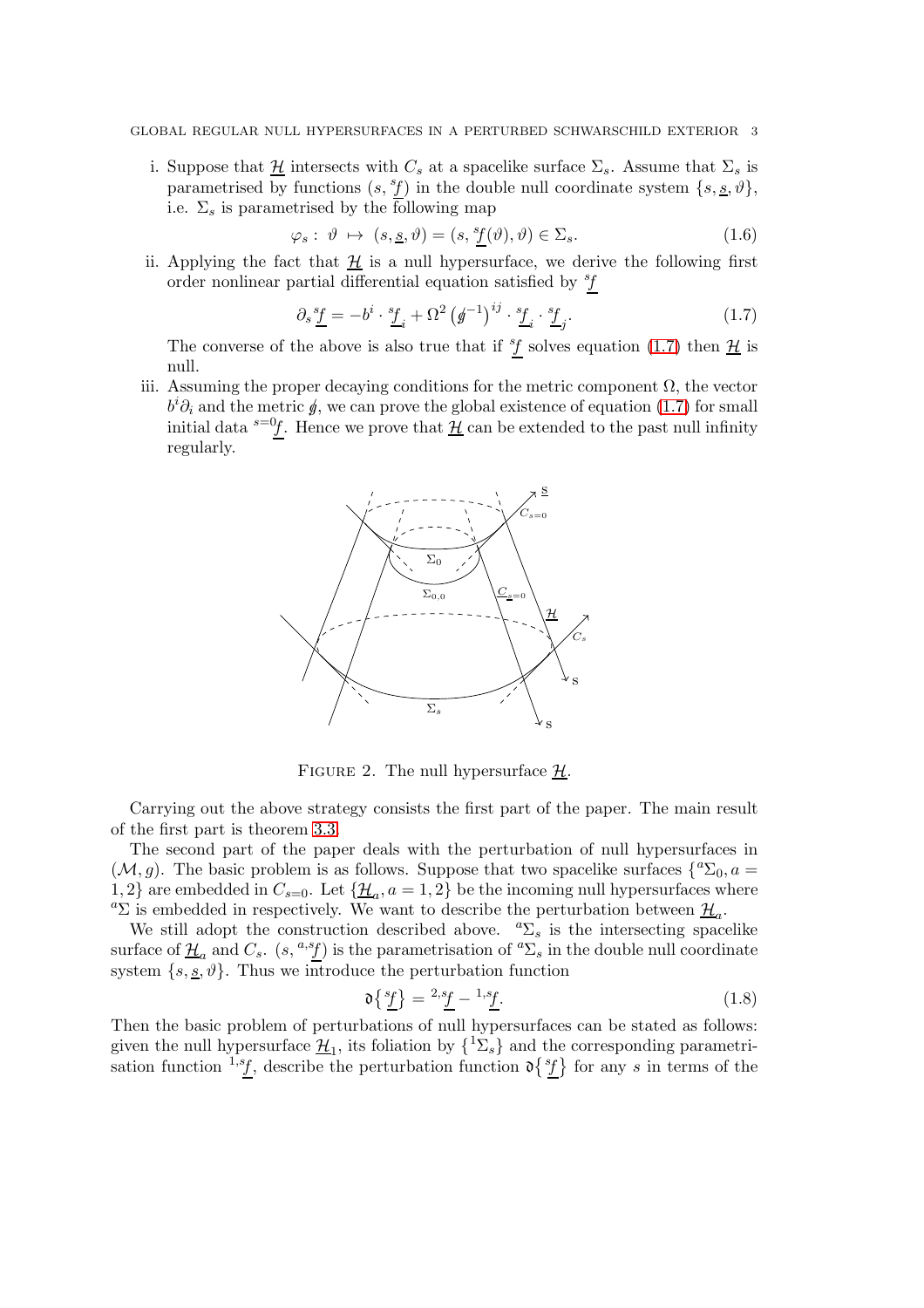i. Suppose that $\underline{\mathcal{H}}$ intersects with $C_s$ at a spacelike surface $\Sigma_s$. Assume that $\Sigma_s$ is parametrised by functions $(s, {}^s\underline{f})$ in the double null coordinate system $\{s, \underline{s}, \vartheta\}$, i.e. $\Sigma_s$ is parametrised by the following map

$$\varphi_s : \vartheta \mapsto (s, \underline{s}, \vartheta) = (s, {}^s\underline{f}(\vartheta), \vartheta) \in \Sigma_s. \tag{1.6}$$

ii. Applying the fact that $\underline{\mathcal{H}}$ is a null hypersurface, we derive the following first order nonlinear partial differential equation satisfied by ${}^s\underline{f}$

$$\partial_s {}^s\underline{f} = -b^i \cdot {}^s\underline{f}_i + \Omega^2 \left(\not{g}^{-1}\right)^{ij} \cdot {}^s\underline{f}_i \cdot {}^s\underline{f}_j. \tag{1.7}$$

The converse of the above is also true that if ${}^s\underline{f}$ solves equation (1.7) then $\underline{\mathcal{H}}$ is null.

iii. Assuming the proper decaying conditions for the metric component $\Omega$, the vector $b^i\partial_i$ and the metric $\not{g}$, we can prove the global existence of equation (1.7) for small initial data ${}^{s=0}\underline{f}$. Hence we prove that $\underline{\mathcal{H}}$ can be extended to the past null infinity regularly.

Figure 2. The null hypersurface $\underline{\mathcal{H}}$.

Carrying out the above strategy consists the first part of the paper. The main result of the first part is theorem 3.3.

The second part of the paper deals with the perturbation of null hypersurfaces in $(\mathcal{M}, g)$. The basic problem is as follows. Suppose that two spacelike surfaces $\{{}^a\Sigma_0, a = 1, 2\}$ are embedded in $C_{s=0}$. Let $\{\underline{\mathcal{H}}_a, a = 1, 2\}$ be the incoming null hypersurfaces where ${}^a\Sigma$ is embedded in respectively. We want to describe the perturbation between $\underline{\mathcal{H}}_a$.

We still adopt the construction described above. ${}^a\Sigma_s$ is the intersecting spacelike surface of $\underline{\mathcal{H}}_a$ and $C_s$. $(s, {}^{a,s}\underline{f})$ is the parametrisation of ${}^a\Sigma_s$ in the double null coordinate system $\{s, \underline{s}, \vartheta\}$. Thus we introduce the perturbation function

$$\mathfrak{d}\{{}^s\underline{f}\} = {}^{2,s}\underline{f} - {}^{1,s}\underline{f}. \tag{1.8}$$

Then the basic problem of perturbations of null hypersurfaces can be stated as follows: given the null hypersurface $\underline{\mathcal{H}}_1$, its foliation by $\{{}^1\Sigma_s\}$ and the corresponding parametrisation function ${}^{1,s}\underline{f}$, describe the perturbation function $\mathfrak{d}\{{}^s\underline{f}\}$ for any $s$ in terms of the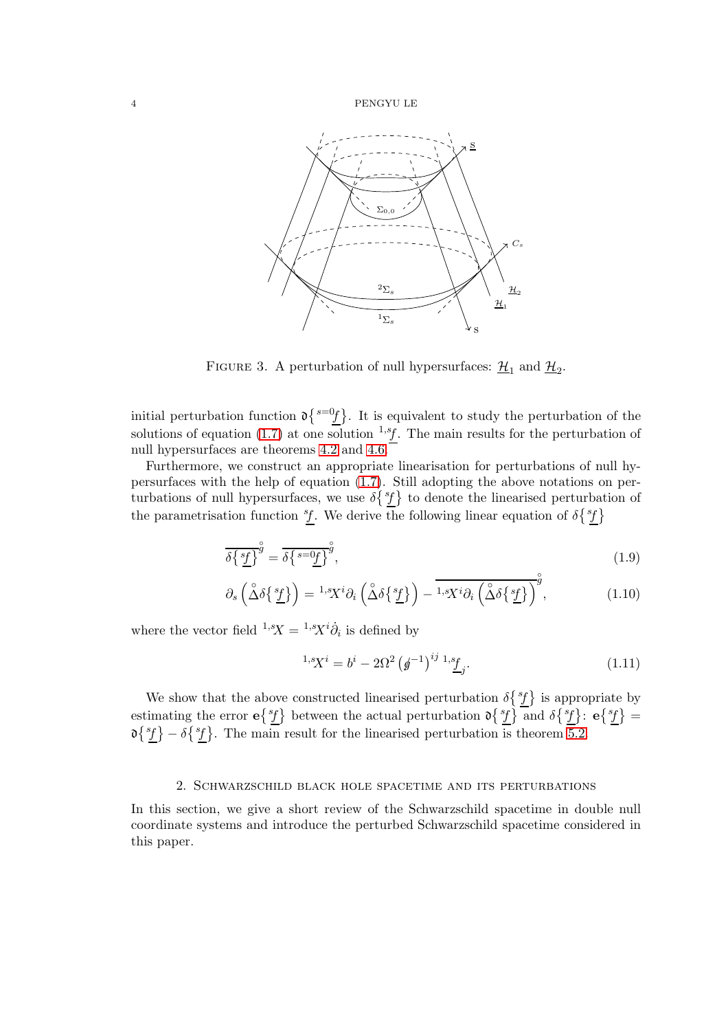FIGURE 3. A perturbation of null hypersurfaces: $\underline{\mathcal{H}}_1$ and $\underline{\mathcal{H}}_2$.

initial perturbation function $\mathfrak{d}\{{}^{s=0}\underline{f}\}$. It is equivalent to study the perturbation of the solutions of equation (1.7) at one solution ${}^{1,s}\underline{f}$. The main results for the perturbation of null hypersurfaces are theorems 4.2 and 4.6.

Furthermore, we construct an appropriate linearisation for perturbations of null hypersurfaces with the help of equation (1.7). Still adopting the above notations on perturbations of null hypersurfaces, we use $\delta\{{}^{s}\underline{f}\}$ to denote the linearised perturbation of the parametrisation function ${}^{s}\underline{f}$. We derive the following linear equation of $\delta\{{}^{s}\underline{f}\}$

$$\overline{\delta\{{}^{s}\underline{f}\}}^{\mathring{g}} = \overline{\delta\{{}^{s=0}\underline{f}\}}^{\mathring{g}}, \tag{1.9}$$

$$\partial_s\left(\mathring{\Delta}\delta\{{}^{s}\underline{f}\}\right) = {}^{1,s}X^i\partial_i\left(\mathring{\Delta}\delta\{{}^{s}\underline{f}\}\right) - \overline{{}^{1,s}X^i\partial_i\left(\mathring{\Delta}\delta\{{}^{s}\underline{f}\}\right)}^{\mathring{g}}, \tag{1.10}$$

where the vector field ${}^{1,s}X = {}^{1,s}X^i\mathring{\partial}_i$ is defined by

$$ {}^{1,s}X^i = b^i - 2\Omega^2\left(\not{g}^{-1}\right)^{ij}\, {}^{1,s}\underline{f}_j. \tag{1.11}$$

We show that the above constructed linearised perturbation $\delta\{{}^{s}\underline{f}\}$ is appropriate by estimating the error $\mathbf{e}\{{}^{s}\underline{f}\}$ between the actual perturbation $\mathfrak{d}\{{}^{s}\underline{f}\}$ and $\delta\{{}^{s}\underline{f}\}$: $\mathbf{e}\{{}^{s}\underline{f}\} = \mathfrak{d}\{{}^{s}\underline{f}\} - \delta\{{}^{s}\underline{f}\}$. The main result for the linearised perturbation is theorem 5.2.

## 2. Schwarzschild black hole spacetime and its perturbations

In this section, we give a short review of the Schwarzschild spacetime in double null coordinate systems and introduce the perturbed Schwarzschild spacetime considered in this paper.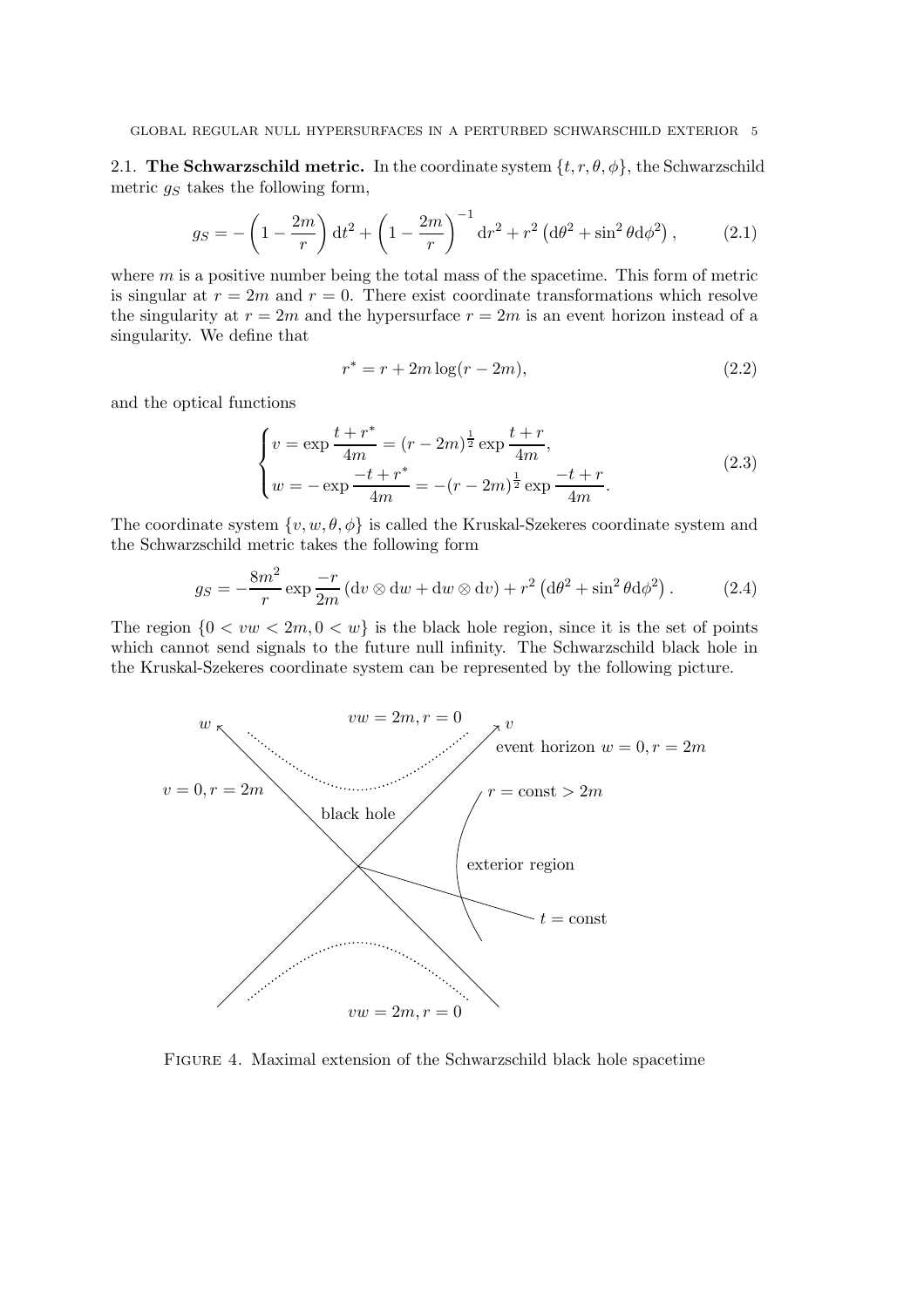2.1. **The Schwarzschild metric.** In the coordinate system $\{t, r, \theta, \phi\}$, the Schwarzschild metric $g_S$ takes the following form,

$$g_S = -\left(1 - \frac{2m}{r}\right) \mathrm{d}t^2 + \left(1 - \frac{2m}{r}\right)^{-1} \mathrm{d}r^2 + r^2 \left(\mathrm{d}\theta^2 + \sin^2\theta \mathrm{d}\phi^2\right), \tag{2.1}$$

where $m$ is a positive number being the total mass of the spacetime. This form of metric is singular at $r = 2m$ and $r = 0$. There exist coordinate transformations which resolve the singularity at $r = 2m$ and the hypersurface $r = 2m$ is an event horizon instead of a singularity. We define that

$$r^* = r + 2m \log(r - 2m), \tag{2.2}$$

and the optical functions

$$\begin{cases} v = \exp \dfrac{t + r^*}{4m} = (r - 2m)^{\frac{1}{2}} \exp \dfrac{t + r}{4m}, \\ w = -\exp \dfrac{-t + r^*}{4m} = -(r - 2m)^{\frac{1}{2}} \exp \dfrac{-t + r}{4m}. \end{cases} \tag{2.3}$$

The coordinate system $\{v, w, \theta, \phi\}$ is called the Kruskal-Szekeres coordinate system and the Schwarzschild metric takes the following form

$$g_S = -\frac{8m^2}{r} \exp \frac{-r}{2m} \left(\mathrm{d}v \otimes \mathrm{d}w + \mathrm{d}w \otimes \mathrm{d}v\right) + r^2 \left(\mathrm{d}\theta^2 + \sin^2\theta \mathrm{d}\phi^2\right). \tag{2.4}$$

The region $\{0 < vw < 2m, 0 < w\}$ is the black hole region, since it is the set of points which cannot send signals to the future null infinity. The Schwarzschild black hole in the Kruskal-Szekeres coordinate system can be represented by the following picture.

Figure 4. Maximal extension of the Schwarzschild black hole spacetime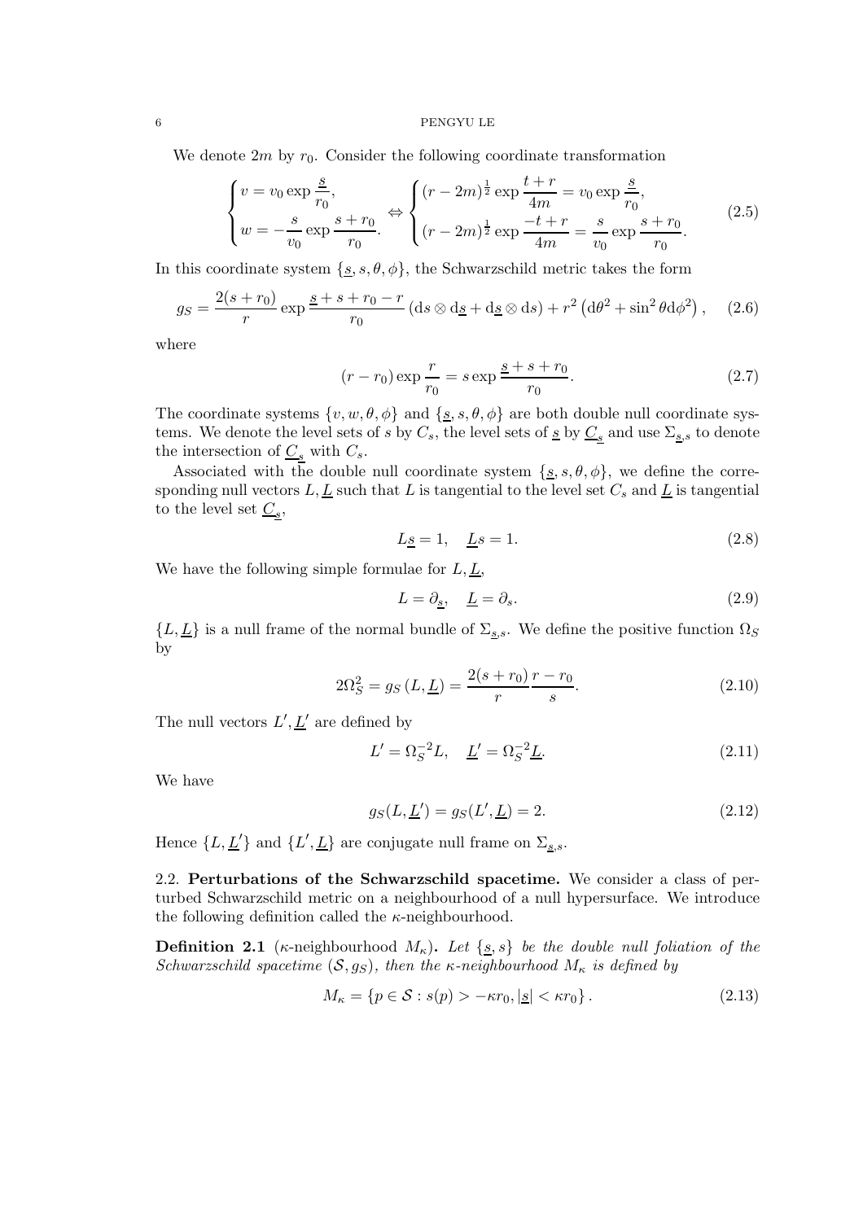We denote $2m$ by $r_0$. Consider the following coordinate transformation

$$
\begin{cases} v = v_0 \exp \dfrac{\underline{s}}{r_0}, \\ w = -\dfrac{s}{v_0} \exp \dfrac{s + r_0}{r_0}. \end{cases} \Leftrightarrow \begin{cases} (r - 2m)^{\frac{1}{2}} \exp \dfrac{t + r}{4m} = v_0 \exp \dfrac{\underline{s}}{r_0}, \\ (r - 2m)^{\frac{1}{2}} \exp \dfrac{-t + r}{4m} = \dfrac{s}{v_0} \exp \dfrac{s + r_0}{r_0}. \end{cases} \tag{2.5}
$$

In this coordinate system $\{\underline{s}, s, \theta, \phi\}$, the Schwarzschild metric takes the form

$$
g_S = \frac{2(s + r_0)}{r} \exp \frac{\underline{s} + s + r_0 - r}{r_0} \left( \mathrm{d}s \otimes \mathrm{d}\underline{s} + \mathrm{d}\underline{s} \otimes \mathrm{d}s \right) + r^2 \left( \mathrm{d}\theta^2 + \sin^2 \theta \mathrm{d}\phi^2 \right), \tag{2.6}
$$

where

$$
(r - r_0) \exp \frac{r}{r_0} = s \exp \frac{\underline{s} + s + r_0}{r_0}. \tag{2.7}
$$

The coordinate systems $\{v, w, \theta, \phi\}$ and $\{\underline{s}, s, \theta, \phi\}$ are both double null coordinate systems. We denote the level sets of $s$ by $C_s$, the level sets of $\underline{s}$ by $\underline{C}_{\underline{s}}$ and use $\Sigma_{\underline{s},s}$ to denote the intersection of $\underline{C}_{\underline{s}}$ with $C_s$.

Associated with the double null coordinate system $\{\underline{s}, s, \theta, \phi\}$, we define the corresponding null vectors $L, \underline{L}$ such that $L$ is tangential to the level set $C_s$ and $\underline{L}$ is tangential to the level set $\underline{C}_{\underline{s}}$,

$$
L\underline{s} = 1, \quad \underline{L}s = 1. \tag{2.8}
$$

We have the following simple formulae for $L, \underline{L}$,

$$
L = \partial_{\underline{s}}, \quad \underline{L} = \partial_s. \tag{2.9}
$$

$\{L, \underline{L}\}$ is a null frame of the normal bundle of $\Sigma_{\underline{s},s}$. We define the positive function $\Omega_S$ by

$$
2\Omega_S^2 = g_S(L, \underline{L}) = \frac{2(s + r_0)}{r} \frac{r - r_0}{s}. \tag{2.10}
$$

The null vectors $L', \underline{L}'$ are defined by

$$
L' = \Omega_S^{-2} L, \quad \underline{L}' = \Omega_S^{-2} \underline{L}. \tag{2.11}
$$

We have

$$
g_S(L, \underline{L}') = g_S(L', \underline{L}) = 2. \tag{2.12}
$$

Hence $\{L, \underline{L}'\}$ and $\{L', \underline{L}\}$ are conjugate null frame on $\Sigma_{\underline{s},s}$.

## 2.2. Perturbations of the Schwarzschild spacetime.

We consider a class of perturbed Schwarzschild metric on a neighbourhood of a null hypersurface. We introduce the following definition called the $\kappa$-neighbourhood.

**Definition 2.1** ($\kappa$-neighbourhood $M_\kappa$). *Let $\{\underline{s}, s\}$ be the double null foliation of the Schwarzschild spacetime $(\mathcal{S}, g_S)$, then the $\kappa$-neighbourhood $M_\kappa$ is defined by*

$$
M_\kappa = \left\{ p \in \mathcal{S} : s(p) > -\kappa r_0, |\underline{s}| < \kappa r_0 \right\}. \tag{2.13}
$$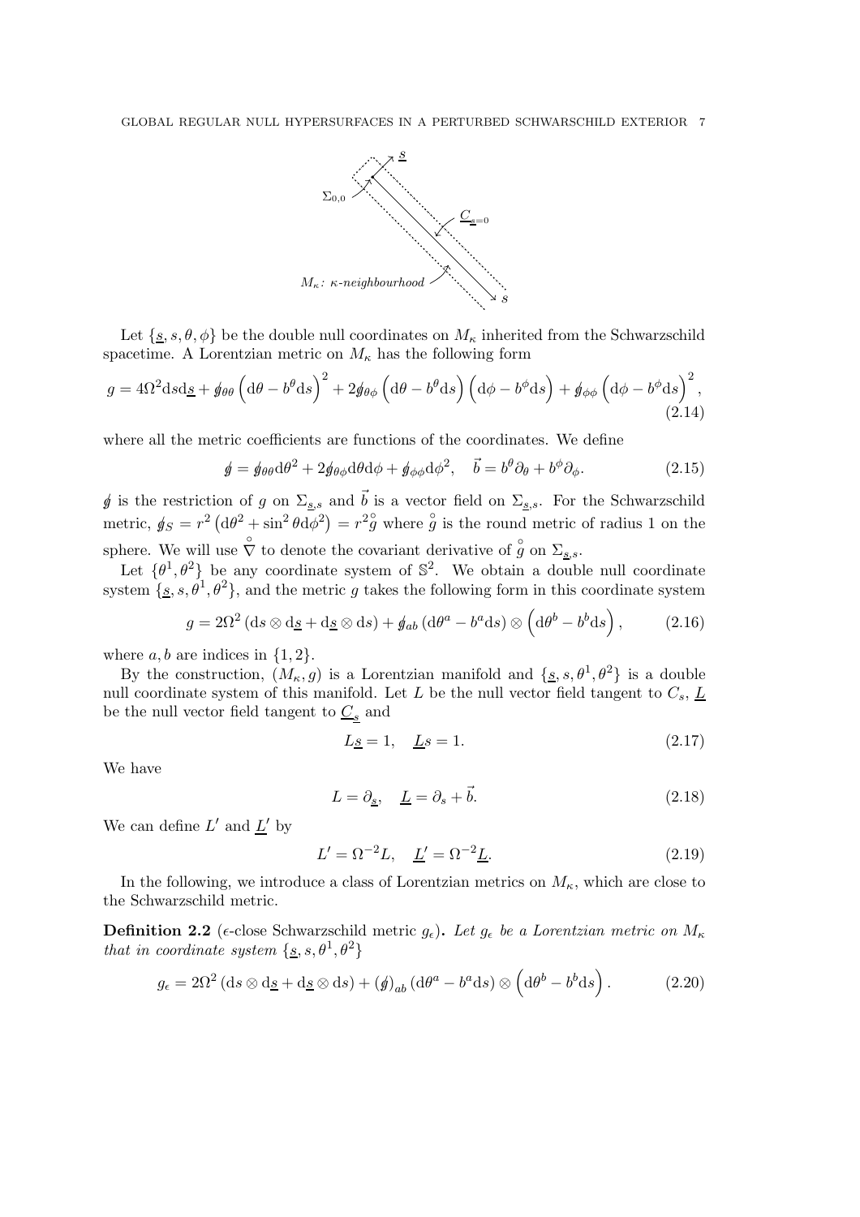Let $\{\underline{s}, s, \theta, \phi\}$ be the double null coordinates on $M_\kappa$ inherited from the Schwarzschild spacetime. A Lorentzian metric on $M_\kappa$ has the following form

$$g = 4\Omega^2 \mathrm{d}s\mathrm{d}\underline{s} + \not{g}_{\theta\theta}\left(\mathrm{d}\theta - b^\theta \mathrm{d}s\right)^2 + 2\not{g}_{\theta\phi}\left(\mathrm{d}\theta - b^\theta \mathrm{d}s\right)\left(\mathrm{d}\phi - b^\phi \mathrm{d}s\right) + \not{g}_{\phi\phi}\left(\mathrm{d}\phi - b^\phi \mathrm{d}s\right)^2, \tag{2.14}$$

where all the metric coefficients are functions of the coordinates. We define

$$\not{g} = \not{g}_{\theta\theta}\mathrm{d}\theta^2 + 2\not{g}_{\theta\phi}\mathrm{d}\theta\mathrm{d}\phi + \not{g}_{\phi\phi}\mathrm{d}\phi^2, \quad \vec{b} = b^\theta\partial_\theta + b^\phi\partial_\phi. \tag{2.15}$$

$\not{g}$ is the restriction of $g$ on $\Sigma_{\underline{s},s}$ and $\vec{b}$ is a vector field on $\Sigma_{\underline{s},s}$. For the Schwarzschild metric, $\not{g}_S = r^2\left(\mathrm{d}\theta^2 + \sin^2\theta\mathrm{d}\phi^2\right) = r^2\overset{\circ}{g}$ where $\overset{\circ}{g}$ is the round metric of radius 1 on the sphere. We will use $\overset{\circ}{\nabla}$ to denote the covariant derivative of $\overset{\circ}{g}$ on $\Sigma_{\underline{s},s}$.

Let $\{\theta^1, \theta^2\}$ be any coordinate system of $\mathbb{S}^2$. We obtain a double null coordinate system $\{\underline{s}, s, \theta^1, \theta^2\}$, and the metric $g$ takes the following form in this coordinate system

$$g = 2\Omega^2\left(\mathrm{d}s\otimes\mathrm{d}\underline{s} + \mathrm{d}\underline{s}\otimes\mathrm{d}s\right) + \not{g}_{ab}\left(\mathrm{d}\theta^a - b^a\mathrm{d}s\right)\otimes\left(\mathrm{d}\theta^b - b^b\mathrm{d}s\right), \tag{2.16}$$

where $a, b$ are indices in $\{1, 2\}$.

By the construction, $(M_\kappa, g)$ is a Lorentzian manifold and $\{\underline{s}, s, \theta^1, \theta^2\}$ is a double null coordinate system of this manifold. Let $L$ be the null vector field tangent to $C_s$, $\underline{L}$ be the null vector field tangent to $\underline{C}_{\underline{s}}$ and

$$L\underline{s} = 1, \quad \underline{L}s = 1. \tag{2.17}$$

We have

$$L = \partial_{\underline{s}}, \quad \underline{L} = \partial_s + \vec{b}. \tag{2.18}$$

We can define $L'$ and $\underline{L}'$ by

$$L' = \Omega^{-2}L, \quad \underline{L}' = \Omega^{-2}\underline{L}. \tag{2.19}$$

In the following, we introduce a class of Lorentzian metrics on $M_\kappa$, which are close to the Schwarzschild metric.

**Definition 2.2** ($\epsilon$-close Schwarzschild metric $g_\epsilon$)**.** *Let $g_\epsilon$ be a Lorentzian metric on $M_\kappa$ that in coordinate system $\{\underline{s}, s, \theta^1, \theta^2\}$*

$$g_\epsilon = 2\Omega^2\left(\mathrm{d}s\otimes\mathrm{d}\underline{s} + \mathrm{d}\underline{s}\otimes\mathrm{d}s\right) + (\not{g})_{ab}\left(\mathrm{d}\theta^a - b^a\mathrm{d}s\right)\otimes\left(\mathrm{d}\theta^b - b^b\mathrm{d}s\right). \tag{2.20}$$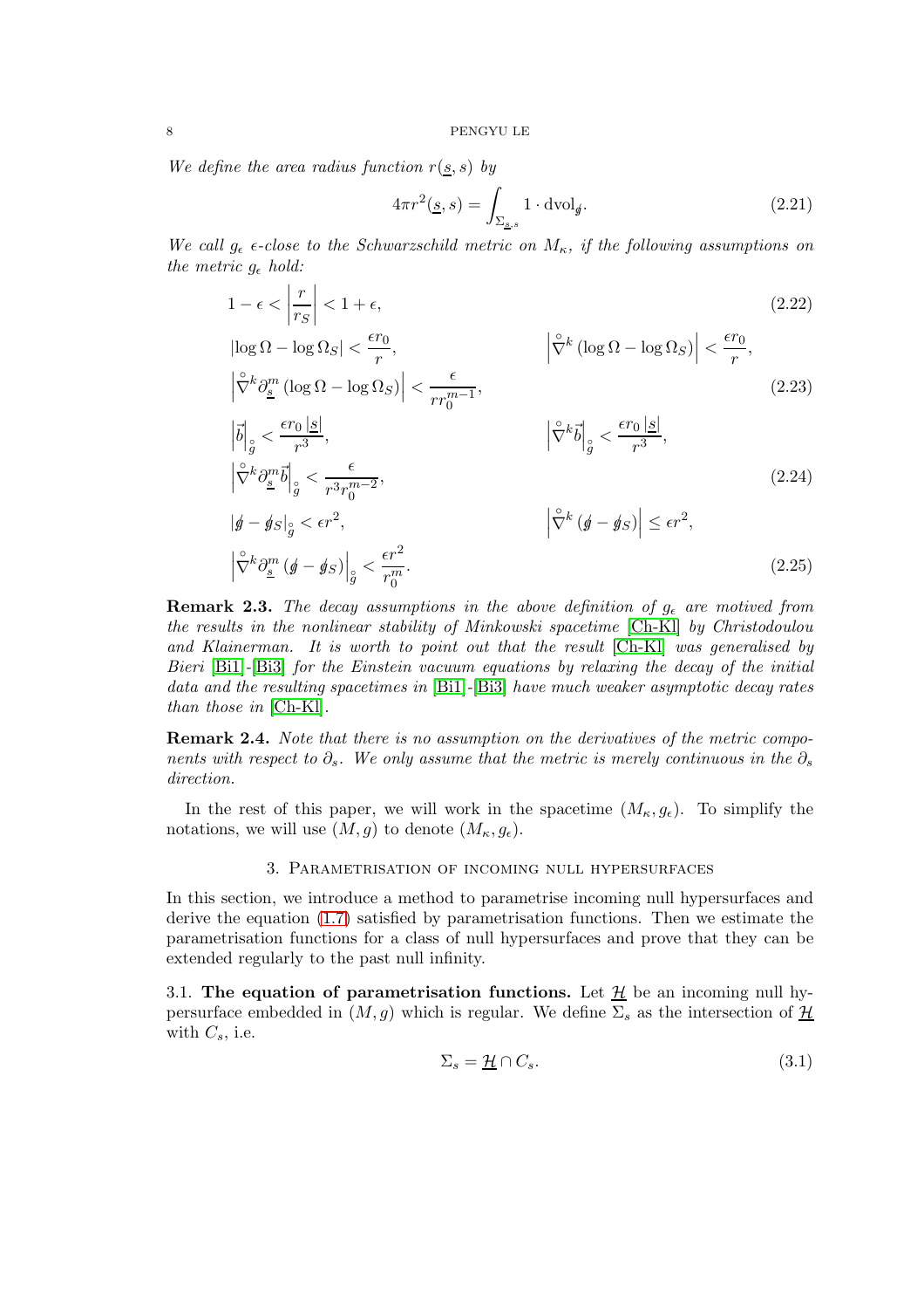*We define the area radius function $r(\underline{s}, s)$ by*

$$4\pi r^2(\underline{s}, s) = \int_{\Sigma_{\underline{s},s}} 1 \cdot \mathrm{dvol}_{\not{g}}. \tag{2.21}$$

*We call $g_\epsilon$ $\epsilon$-close to the Schwarzschild metric on $M_\kappa$, if the following assumptions on the metric $g_\epsilon$ hold:*

$$1 - \epsilon < \left| \frac{r}{r_S} \right| < 1 + \epsilon, \tag{2.22}$$

$$|\log \Omega - \log \Omega_S| < \frac{\epsilon r_0}{r}, \qquad \left| \mathring{\nabla}^k \left( \log \Omega - \log \Omega_S \right) \right| < \frac{\epsilon r_0}{r},$$
$$\left| \mathring{\nabla}^k \partial_{\underline{s}}^m \left( \log \Omega - \log \Omega_S \right) \right| < \frac{\epsilon}{r r_0^{m-1}}, \tag{2.23}$$

$$\left| \vec{b} \right|_{\mathring{g}} < \frac{\epsilon r_0 |\underline{s}|}{r^3}, \qquad \left| \mathring{\nabla}^k \vec{b} \right|_{\mathring{g}} < \frac{\epsilon r_0 |\underline{s}|}{r^3},$$
$$\left| \mathring{\nabla}^k \partial_{\underline{s}}^m \vec{b} \right|_{\mathring{g}} < \frac{\epsilon}{r^3 r_0^{m-2}}, \tag{2.24}$$

$$|\not{g} - \not{g}_S|_{\mathring{g}} < \epsilon r^2, \qquad \left| \mathring{\nabla}^k \left( \not{g} - \not{g}_S \right) \right| \leq \epsilon r^2,$$
$$\left| \mathring{\nabla}^k \partial_{\underline{s}}^m \left( \not{g} - \not{g}_S \right) \right|_{\mathring{g}} < \frac{\epsilon r^2}{r_0^m}. \tag{2.25}$$

**Remark 2.3.** *The decay assumptions in the above definition of $g_\epsilon$ are motived from the results in the nonlinear stability of Minkowski spacetime [Ch-Kl] by Christodoulou and Klainerman. It is worth to point out that the result [Ch-Kl] was generalised by Bieri [Bi1]-[Bi3] for the Einstein vacuum equations by relaxing the decay of the initial data and the resulting spacetimes in [Bi1]-[Bi3] have much weaker asymptotic decay rates than those in [Ch-Kl].*

**Remark 2.4.** *Note that there is no assumption on the derivatives of the metric components with respect to $\partial_s$. We only assume that the metric is merely continuous in the $\partial_s$ direction.*

In the rest of this paper, we will work in the spacetime $(M_\kappa, g_\epsilon)$. To simplify the notations, we will use $(M, g)$ to denote $(M_\kappa, g_\epsilon)$.

## 3. Parametrisation of incoming null hypersurfaces

In this section, we introduce a method to parametrise incoming null hypersurfaces and derive the equation (1.7) satisfied by parametrisation functions. Then we estimate the parametrisation functions for a class of null hypersurfaces and prove that they can be extended regularly to the past null infinity.

3.1. **The equation of parametrisation functions.** Let $\underline{\mathcal{H}}$ be an incoming null hypersurface embedded in $(M, g)$ which is regular. We define $\Sigma_s$ as the intersection of $\underline{\mathcal{H}}$ with $C_s$, i.e.

$$\Sigma_s = \underline{\mathcal{H}} \cap C_s. \tag{3.1}$$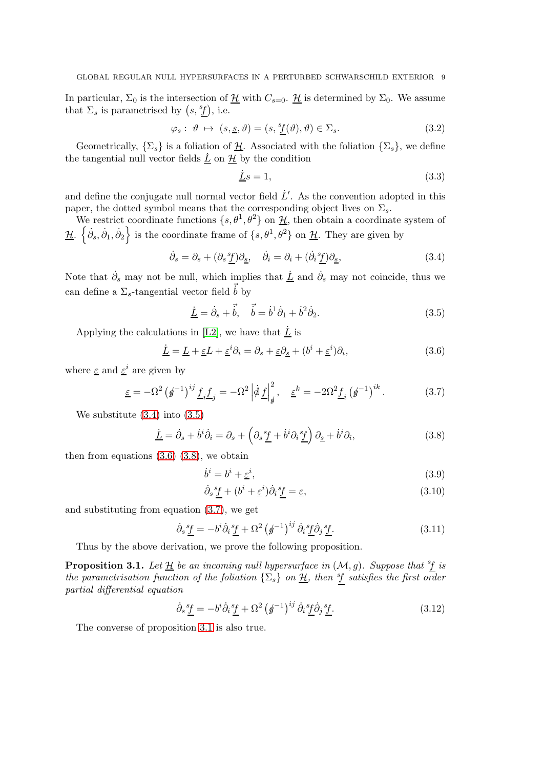In particular, $\Sigma_0$ is the intersection of $\underline{\mathcal{H}}$ with $C_{s=0}$. $\underline{\mathcal{H}}$ is determined by $\Sigma_0$. We assume that $\Sigma_s$ is parametrised by $\left(s, {}^s\underline{f}\right)$, i.e.

$$
\varphi_s: \ \vartheta \ \mapsto \ (s, \underline{s}, \vartheta) = (s, {}^s\underline{f}(\vartheta), \vartheta) \in \Sigma_s. \tag{3.2}
$$

Geometrically, $\{\Sigma_s\}$ is a foliation of $\underline{\mathcal{H}}$. Associated with the foliation $\{\Sigma_s\}$, we define the tangential null vector fields $\dot{\underline{L}}$ on $\underline{\mathcal{H}}$ by the condition

$$
\dot{\underline{L}} s = 1, \tag{3.3}
$$

and define the conjugate null normal vector field $\dot{L}'$. As the convention adopted in this paper, the dotted symbol means that the corresponding object lives on $\Sigma_s$.

We restrict coordinate functions $\{s, \theta^1, \theta^2\}$ on $\underline{\mathcal{H}}$, then obtain a coordinate system of $\underline{\mathcal{H}}$. $\left\{\dot{\partial}_s, \dot{\partial}_1, \dot{\partial}_2\right\}$ is the coordinate frame of $\{s, \theta^1, \theta^2\}$ on $\underline{\mathcal{H}}$. They are given by

$$
\dot{\partial}_s = \partial_s + (\partial_s {}^s\underline{f})\partial_{\underline{s}}, \quad \dot{\partial}_i = \partial_i + (\dot{\partial}_i {}^s\underline{f})\partial_{\underline{s}}, \tag{3.4}
$$

Note that $\dot{\partial}_s$ may not be null, which implies that $\dot{\underline{L}}$ and $\dot{\partial}_s$ may not coincide, thus we can define a $\Sigma_s$-tangential vector field $\vec{\dot{b}}$ by

$$
\dot{\underline{L}} = \dot{\partial}_s + \vec{\dot{b}}, \quad \vec{\dot{b}} = \dot{b}^1\dot{\partial}_1 + \dot{b}^2\dot{\partial}_2. \tag{3.5}
$$

Applying the calculations in [L2], we have that $\dot{\underline{L}}$ is

$$
\dot{\underline{L}} = \underline{L} + \underline{\varepsilon} L + \underline{\varepsilon}^i \partial_i = \partial_s + \underline{\varepsilon}\partial_{\underline{s}} + (b^i + \underline{\varepsilon}^i)\partial_i, \tag{3.6}
$$

where $\underline{\varepsilon}$ and $\underline{\varepsilon}^i$ are given by

$$
\underline{\varepsilon} = -\Omega^2 \left(\not{g}^{-1}\right)^{ij} \underline{f}_i \underline{f}_j = -\Omega^2 \left|\not{d}\underline{f}\right|^2_{\not{g}}, \quad \underline{\varepsilon}^k = -2\Omega^2 \underline{f}_i \left(\not{g}^{-1}\right)^{ik}. \tag{3.7}
$$

We substitute (3.4) into (3.5)

$$
\dot{\underline{L}} = \dot{\partial}_s + \dot{b}^i\dot{\partial}_i = \partial_s + \left(\partial_s {}^s\underline{f} + \dot{b}^i \partial_i {}^s\underline{f}\right)\partial_{\underline{s}} + \dot{b}^i\partial_i, \tag{3.8}
$$

then from equations (3.6) (3.8), we obtain

$$
\dot{b}^i = b^i + \underline{\varepsilon}^i, \tag{3.9}
$$

$$
\dot{\partial}_s {}^s\underline{f} + (b^i + \underline{\varepsilon}^i)\dot{\partial}_i {}^s\underline{f} = \underline{\varepsilon}, \tag{3.10}
$$

and substituting from equation (3.7), we get

$$
\dot{\partial}_s {}^s\underline{f} = -b^i\dot{\partial}_i {}^s\underline{f} + \Omega^2 \left(\not{g}^{-1}\right)^{ij} \dot{\partial}_i {}^s\underline{f} \dot{\partial}_j {}^s\underline{f}. \tag{3.11}
$$

Thus by the above derivation, we prove the following proposition.

**Proposition 3.1.** *Let $\underline{\mathcal{H}}$ be an incoming null hypersurface in $(\mathcal{M}, g)$. Suppose that ${}^s\underline{f}$ is the parametrisation function of the foliation $\{\Sigma_s\}$ on $\underline{\mathcal{H}}$, then ${}^s\underline{f}$ satisfies the first order partial differential equation*

$$
\dot{\partial}_s {}^s\underline{f} = -b^i\dot{\partial}_i {}^s\underline{f} + \Omega^2 \left(\not{g}^{-1}\right)^{ij} \dot{\partial}_i {}^s\underline{f} \dot{\partial}_j {}^s\underline{f}. \tag{3.12}
$$

The converse of proposition 3.1 is also true.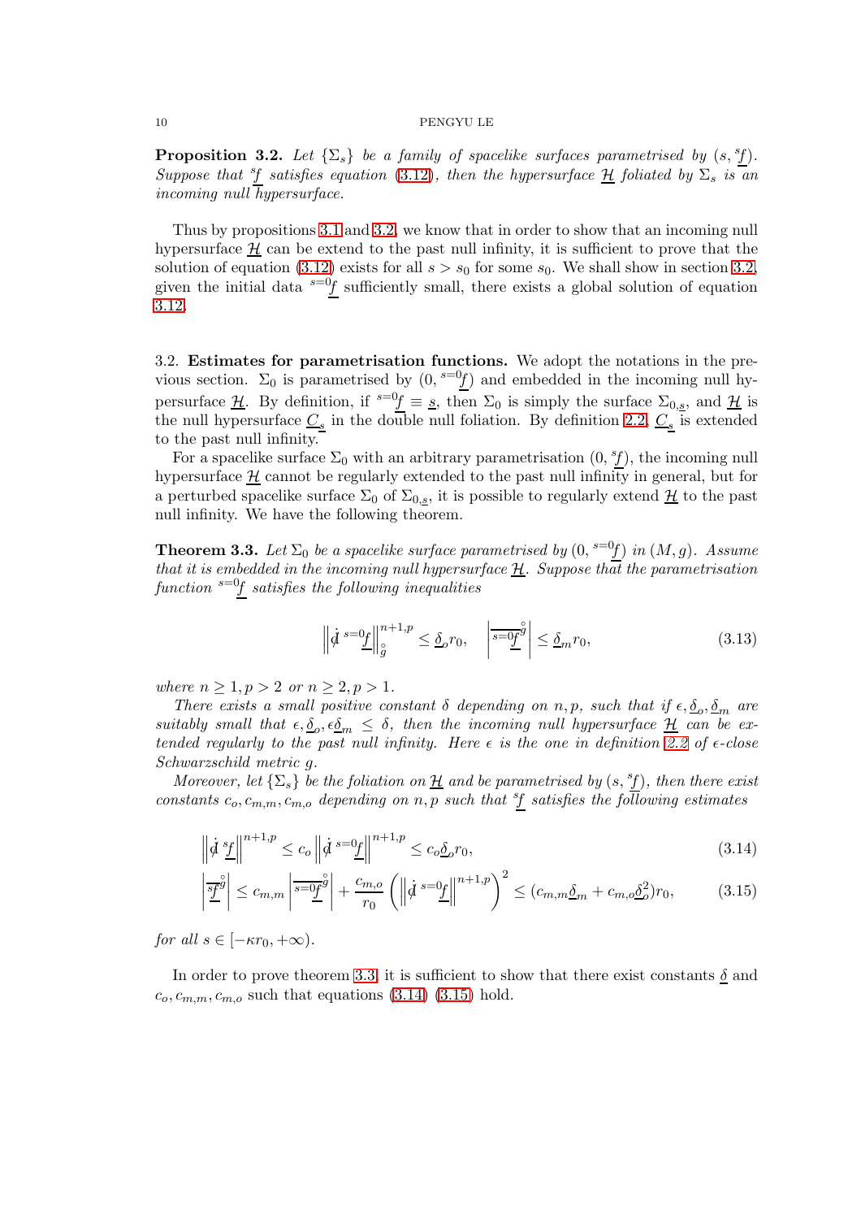**Proposition 3.2.** *Let $\{\Sigma_s\}$ be a family of spacelike surfaces parametrised by $(s, {}^s\underline{f})$. Suppose that ${}^s\underline{f}$ satisfies equation (3.12), then the hypersurface $\underline{\mathcal{H}}$ foliated by $\Sigma_s$ is an incoming null hypersurface.*

Thus by propositions 3.1 and 3.2, we know that in order to show that an incoming null hypersurface $\underline{\mathcal{H}}$ can be extend to the past null infinity, it is sufficient to prove that the solution of equation (3.12) exists for all $s > s_0$ for some $s_0$. We shall show in section 3.2, given the initial data ${}^{s=0}\underline{f}$ sufficiently small, there exists a global solution of equation 3.12.

## 3.2. Estimates for parametrisation functions.

We adopt the notations in the previous section. $\Sigma_0$ is parametrised by $(0, {}^{s=0}\underline{f})$ and embedded in the incoming null hypersurface $\underline{\mathcal{H}}$. By definition, if ${}^{s=0}\underline{f} \equiv \underline{s}$, then $\Sigma_0$ is simply the surface $\Sigma_{0,\underline{s}}$, and $\underline{\mathcal{H}}$ is the null hypersurface $\underline{C}_{\underline{s}}$ in the double null foliation. By definition 2.2, $\underline{C}_{\underline{s}}$ is extended to the past null infinity.

For a spacelike surface $\Sigma_0$ with an arbitrary parametrisation $(0, {}^s\underline{f})$, the incoming null hypersurface $\underline{\mathcal{H}}$ cannot be regularly extended to the past null infinity in general, but for a perturbed spacelike surface $\Sigma_0$ of $\Sigma_{0,\underline{s}}$, it is possible to regularly extend $\underline{\mathcal{H}}$ to the past null infinity. We have the following theorem.

**Theorem 3.3.** *Let $\Sigma_0$ be a spacelike surface parametrised by $(0, {}^{s=0}\underline{f})$ in $(M, g)$. Assume that it is embedded in the incoming null hypersurface $\underline{\mathcal{H}}$. Suppose that the parametrisation function ${}^{s=0}\underline{f}$ satisfies the following inequalities*

$$\left\| \dot{\not{d}}\, {}^{s=0}\underline{f} \right\|_{\mathring{g}}^{n+1,p} \leq \underline{\delta}_o r_0, \quad \left| \overline{{}^{s=0}\underline{f}}^{\mathring{g}} \right| \leq \underline{\delta}_m r_0, \tag{3.13}$$

*where $n \geq 1, p > 2$ or $n \geq 2, p > 1$.*

*There exists a small positive constant $\delta$ depending on $n, p$, such that if $\epsilon, \underline{\delta}_o, \underline{\delta}_m$ are suitably small that $\epsilon, \underline{\delta}_o, \epsilon\underline{\delta}_m \leq \delta$, then the incoming null hypersurface $\underline{\mathcal{H}}$ can be extended regularly to the past null infinity. Here $\epsilon$ is the one in definition 2.2 of $\epsilon$-close Schwarzschild metric $g$.*

*Moreover, let $\{\Sigma_s\}$ be the foliation on $\underline{\mathcal{H}}$ and be parametrised by $(s, {}^s\underline{f})$, then there exist constants $c_o, c_{m,m}, c_{m,o}$ depending on $n, p$ such that ${}^s\underline{f}$ satisfies the following estimates*

$$\left\| \dot{\not{d}}\, {}^s\underline{f} \right\|^{n+1,p} \leq c_o \left\| \dot{\not{d}}\, {}^{s=0}\underline{f} \right\|^{n+1,p} \leq c_o \underline{\delta}_o r_0, \tag{3.14}$$

$$\left| \overline{{}^s\underline{f}}^{\mathring{g}} \right| \leq c_{m,m} \left| \overline{{}^{s=0}\underline{f}}^{\mathring{g}} \right| + \frac{c_{m,o}}{r_0} \left( \left\| \dot{\not{d}}\, {}^{s=0}\underline{f} \right\|^{n+1,p} \right)^2 \leq (c_{m,m}\underline{\delta}_m + c_{m,o}\underline{\delta}_o^2) r_0, \tag{3.15}$$

*for all $s \in [-\kappa r_0, +\infty)$.*

In order to prove theorem 3.3, it is sufficient to show that there exist constants $\underline{\delta}$ and $c_o, c_{m,m}, c_{m,o}$ such that equations (3.14) (3.15) hold.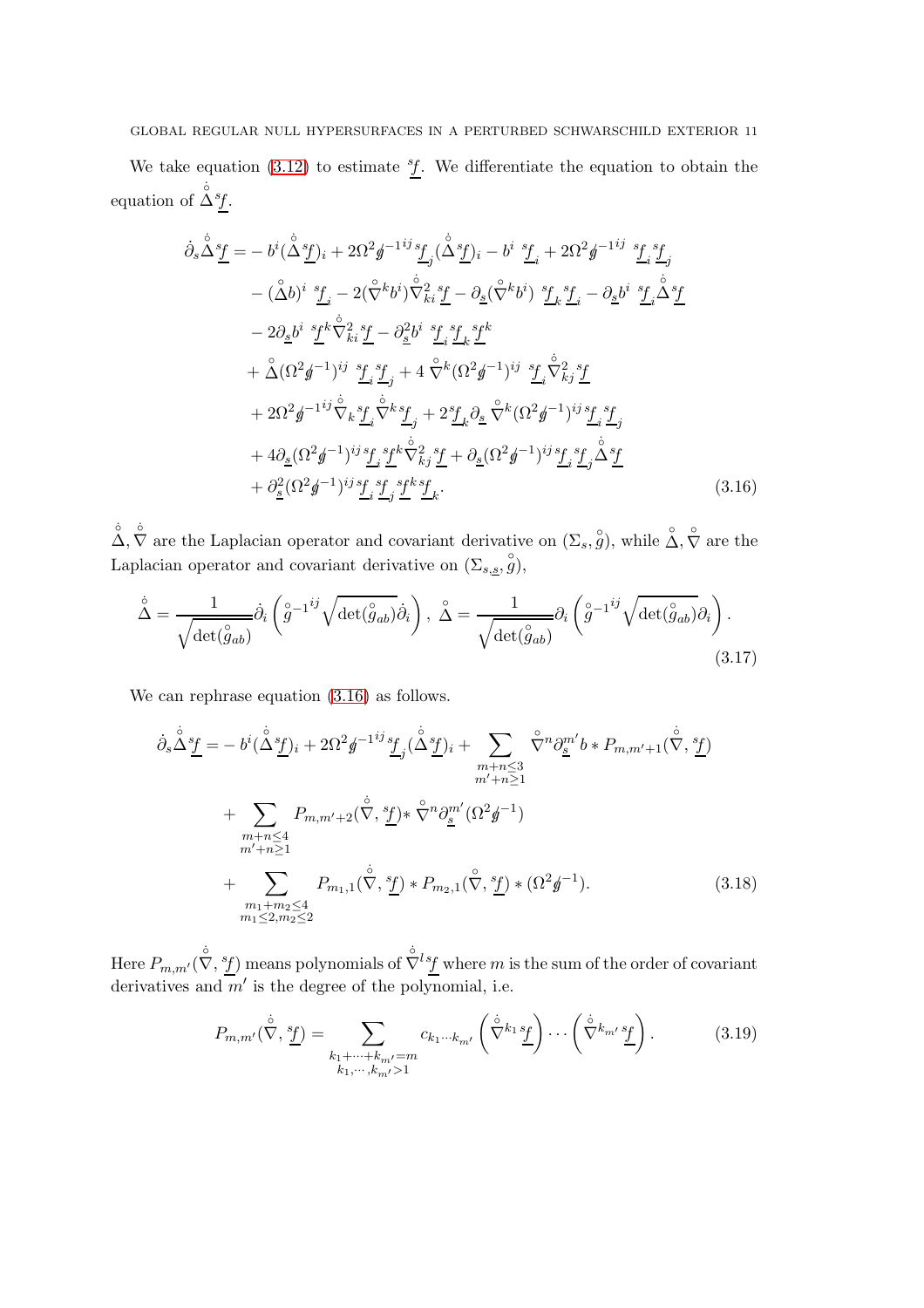We take equation (3.12) to estimate ${}^s\underline{f}$. We differentiate the equation to obtain the equation of $\mathring{\dot{\Delta}}{}^s\underline{f}$.

$$
\begin{aligned}
\dot{\partial}_s \mathring{\dot{\Delta}}{}^s\underline{f} =& -b^i(\mathring{\dot{\Delta}}{}^s\underline{f})_i + 2\Omega^2 \not{g}^{-1ij}\, {}^s\underline{f}_j (\mathring{\dot{\Delta}}{}^s\underline{f})_i - b^i\ {}^s\underline{f}_i + 2\Omega^2\not{g}^{-1ij}\ {}^s\underline{f}_i\, {}^s\underline{f}_j \\
&- (\mathring{\Delta} b)^i\ {}^s\underline{f}_i - 2(\mathring{\nabla}^k b^i)\mathring{\dot{\nabla}}{}^2_{ki}\, {}^s\underline{f} - \partial_{\underline{s}}(\mathring{\nabla}^k b^i)\ {}^s\underline{f}_k\, {}^s\underline{f}_i - \partial_{\underline{s}} b^i\ {}^s\underline{f}_i \mathring{\dot{\Delta}}{}^s\underline{f} \\
&- 2\partial_{\underline{s}} b^i\ {}^s\underline{f}^k \mathring{\dot{\nabla}}{}^2_{ki}\, {}^s\underline{f} - \partial^2_{\underline{s}} b^i\ {}^s\underline{f}_i\, {}^s\underline{f}_k\, {}^s\underline{f}^k \\
&+ \mathring{\Delta}(\Omega^2\not{g}^{-1})^{ij}\ {}^s\underline{f}_i\, {}^s\underline{f}_j + 4\,\mathring{\nabla}^k(\Omega^2\not{g}^{-1})^{ij}\ {}^s\underline{f}_i \mathring{\dot{\nabla}}{}^2_{kj}\, {}^s\underline{f} \\
&+ 2\Omega^2\not{g}^{-1ij}\mathring{\dot{\nabla}}_k\, {}^s\underline{f}_i \mathring{\dot{\nabla}}{}^k\, {}^s\underline{f}_j + 2\,{}^s\underline{f}_k \partial_{\underline{s}}\, \mathring{\nabla}^k(\Omega^2\not{g}^{-1})^{ij}\, {}^s\underline{f}_i\, {}^s\underline{f}_j \\
&+ 4\partial_{\underline{s}}(\Omega^2\not{g}^{-1})^{ij}\, {}^s\underline{f}_i\, {}^s\underline{f}^k \mathring{\dot{\nabla}}{}^2_{kj}\, {}^s\underline{f} + \partial_{\underline{s}}(\Omega^2\not{g}^{-1})^{ij}\, {}^s\underline{f}_i\, {}^s\underline{f}_j \mathring{\dot{\Delta}}{}^s\underline{f} \\
&+ \partial^2_{\underline{s}}(\Omega^2\not{g}^{-1})^{ij}\, {}^s\underline{f}_i\, {}^s\underline{f}_j\, {}^s\underline{f}^k\, {}^s\underline{f}_k.
\end{aligned}
\tag{3.16}
$$

$\mathring{\dot{\Delta}}, \mathring{\dot{\nabla}}$ are the Laplacian operator and covariant derivative on $(\Sigma_s, \mathring{g})$, while $\mathring{\Delta}, \mathring{\nabla}$ are the Laplacian operator and covariant derivative on $(\Sigma_{s,\underline{s}}, \mathring{g})$,

$$
\mathring{\dot{\Delta}} = \frac{1}{\sqrt{\det(\mathring{g}_{ab})}}\dot{\partial}_i\left(\mathring{g}^{-1ij}\sqrt{\det(\mathring{g}_{ab})}\dot{\partial}_i\right),\ \mathring{\Delta} = \frac{1}{\sqrt{\det(\mathring{g}_{ab})}}\partial_i\left(\mathring{g}^{-1ij}\sqrt{\det(\mathring{g}_{ab})}\partial_i\right).
\tag{3.17}
$$

We can rephrase equation (3.16) as follows.

$$
\begin{aligned}
\dot{\partial}_s \mathring{\dot{\Delta}}{}^s\underline{f} =& -b^i(\mathring{\dot{\Delta}}{}^s\underline{f})_i + 2\Omega^2\not{g}^{-1ij}\, {}^s\underline{f}_j(\mathring{\dot{\Delta}}{}^s\underline{f})_i + \sum_{\substack{m+n\leq 3\\ m'+n\geq 1}} \mathring{\nabla}^n \partial^{m'}_{\underline{s}} b * P_{m,m'+1}(\mathring{\dot{\nabla}}, {}^s\underline{f}) \\
&+ \sum_{\substack{m+n\leq 4\\ m'+n\geq 1}} P_{m,m'+2}(\mathring{\dot{\nabla}}, {}^s\underline{f}) * \mathring{\nabla}^n \partial^{m'}_{\underline{s}}(\Omega^2\not{g}^{-1}) \\
&+ \sum_{\substack{m_1+m_2\leq 4\\ m_1\leq 2, m_2\leq 2}} P_{m_1,1}(\mathring{\dot{\nabla}}, {}^s\underline{f}) * P_{m_2,1}(\mathring{\dot{\nabla}}, {}^s\underline{f}) * (\Omega^2\not{g}^{-1}).
\end{aligned}
\tag{3.18}
$$

Here $P_{m,m'}(\mathring{\dot{\nabla}}, {}^s\underline{f})$ means polynomials of $\mathring{\dot{\nabla}}{}^l\, {}^s\underline{f}$ where $m$ is the sum of the order of covariant derivatives and $m'$ is the degree of the polynomial, i.e.

$$
P_{m,m'}(\mathring{\dot{\nabla}}, {}^s\underline{f}) = \sum_{\substack{k_1+\cdots+k_{m'}=m\\ k_1,\cdots,k_{m'}>1}} c_{k_1\cdots k_{m'}}\left(\mathring{\dot{\nabla}}{}^{k_1}\, {}^s\underline{f}\right)\cdots\left(\mathring{\dot{\nabla}}{}^{k_{m'}}\, {}^s\underline{f}\right).
\tag{3.19}
$$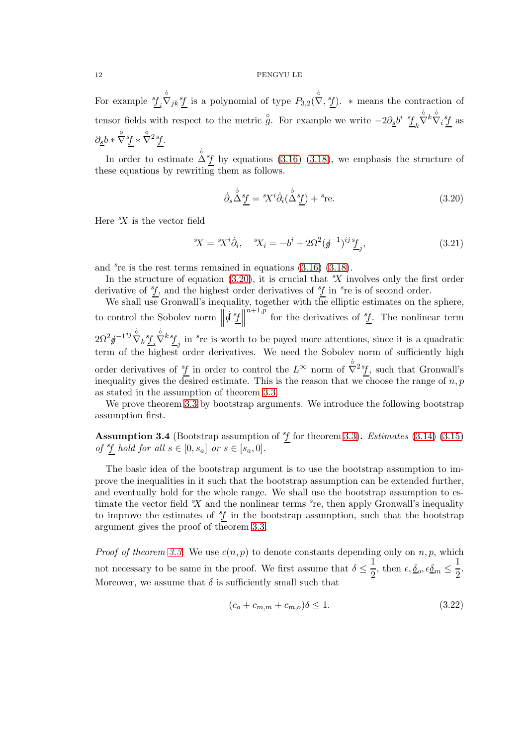For example ${}^s\underline{f}_i \overset{\circ}{\nabla}_{jk} {}^s\underline{f}$ is a polynomial of type $P_{3,2}(\overset{\circ}{\nabla}, {}^s\underline{f})$. $*$ means the contraction of tensor fields with respect to the metric $\overset{\circ}{g}$. For example we write $-2\partial_{\underline{s}} b^i \ {}^s\underline{f}_k \overset{\circ}{\nabla}^k \overset{\circ}{\nabla}_i {}^s\underline{f}$ as $\partial_{\underline{s}} b * \overset{\circ}{\nabla} {}^s\underline{f} * \overset{\circ}{\nabla}^2 {}^s\underline{f}$.

In order to estimate $\overset{\circ}{\Delta} {}^s\underline{f}$ by equations (3.16) (3.18), we emphasis the structure of these equations by rewriting them as follows.

$$\dot{\partial}_s \overset{\circ}{\Delta} {}^s\underline{f} = {}^s X^i \dot{\partial}_i (\overset{\circ}{\Delta} {}^s\underline{f}) + {}^s\mathrm{re}. \tag{3.20}$$

Here ${}^sX$ is the vector field

$$ {}^sX = {}^sX^i \dot{\partial}_i, \quad {}^sX_i = -b^i + 2\Omega^2 (\not{g}^{-1})^{ij} {}^s\underline{f}_j, \tag{3.21}$$

and ${}^s\mathrm{re}$ is the rest terms remained in equations (3.16) (3.18).

In the structure of equation (3.20), it is crucial that ${}^sX$ involves only the first order derivative of ${}^s\underline{f}$, and the highest order derivatives of ${}^s\underline{f}$ in ${}^s\mathrm{re}$ is of second order.

We shall use Gronwall's inequality, together with the elliptic estimates on the sphere, to control the Sobolev norm $\left\| \dot{\not{d}}\ {}^s\underline{f} \right\|^{n+1,p}$ for the derivatives of ${}^s\underline{f}$. The nonlinear term $2\Omega^2 \not{g}^{-1 ij} \overset{\circ}{\nabla}_k {}^s\underline{f}_i \overset{\circ}{\nabla}^k {}^s\underline{f}_j$ in ${}^s\mathrm{re}$ is worth to be payed more attentions, since it is a quadratic term of the highest order derivatives. We need the Sobolev norm of sufficiently high order derivatives of ${}^s\underline{f}$ in order to control the $L^\infty$ norm of $\overset{\circ}{\nabla}^2 {}^s\underline{f}$, such that Gronwall's inequality gives the desired estimate. This is the reason that we choose the range of $n, p$ as stated in the assumption of theorem 3.3.

We prove theorem 3.3 by bootstrap arguments. We introduce the following bootstrap assumption first.

**Assumption 3.4** (Bootstrap assumption of ${}^s\underline{f}$ for theorem 3.3)**.** *Estimates* (3.14) (3.15) *of* ${}^s\underline{f}$ *hold for all* $s \in [0, s_a]$ *or* $s \in [s_a, 0]$.

The basic idea of the bootstrap argument is to use the bootstrap assumption to improve the inequalities in it such that the bootstrap assumption can be extended further, and eventually hold for the whole range. We shall use the bootstrap assumption to estimate the vector field ${}^sX$ and the nonlinear terms ${}^s\mathrm{re}$, then apply Gronwall's inequality to improve the estimates of ${}^s\underline{f}$ in the bootstrap assumption, such that the bootstrap argument gives the proof of theorem 3.3.

*Proof of theorem 3.3.* We use $c(n,p)$ to denote constants depending only on $n, p$, which not necessary to be same in the proof. We first assume that $\delta \le \frac{1}{2}$, then $\epsilon, \underline{\delta}_o, \epsilon\underline{\delta}_m \le \frac{1}{2}$. Moreover, we assume that $\delta$ is sufficiently small such that

$$(c_o + c_{m,m} + c_{m,o})\delta \le 1. \tag{3.22}$$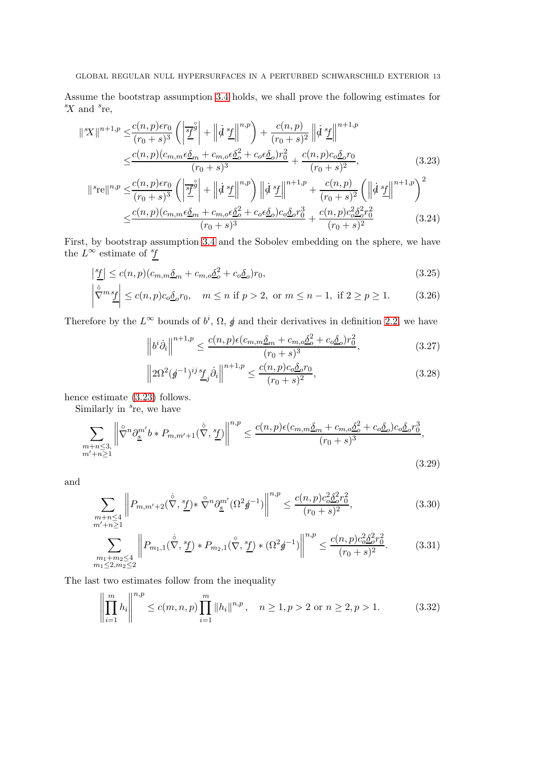Assume the bootstrap assumption 3.4 holds, we shall prove the following estimates for ${}^s\!X$ and ${}^s\mathrm{re}$,

$$
\begin{aligned}
\|{}^s\!X\|^{n+1,p} \leq & \frac{c(n,p)\epsilon r_0}{(r_0+s)^3}\left(\left|\overline{{}^s\!\underline{f}}^{\mathring{g}}\right| + \left\|\mathring{\not{d}}\, {}^s\!\underline{f}\right\|^{n,p}\right) + \frac{c(n,p)}{(r_0+s)^2}\left\|\mathring{\not{d}}\, {}^s\!\underline{f}\right\|^{n+1,p} \\
\leq & \frac{c(n,p)(c_{m,m}\epsilon\underline{\delta}_m + c_{m,o}\epsilon\underline{\delta}_o^2 + c_o\epsilon\underline{\delta}_o)r_0^2}{(r_0+s)^3} + \frac{c(n,p)c_o\underline{\delta}_o r_0}{(r_0+s)^2},
\end{aligned} \tag{3.23}
$$

$$
\begin{aligned}
\|{}^s\mathrm{re}\|^{n,p} \leq & \frac{c(n,p)\epsilon r_0}{(r_0+s)^3}\left(\left|\overline{{}^s\!\underline{f}}^{\mathring{g}}\right| + \left\|\mathring{\not{d}}\, {}^s\!\underline{f}\right\|^{n,p}\right)\left\|\mathring{\not{d}}\, {}^s\!\underline{f}\right\|^{n+1,p} + \frac{c(n,p)}{(r_0+s)^2}\left(\left\|\mathring{\not{d}}\, {}^s\!\underline{f}\right\|^{n+1,p}\right)^2 \\
\leq & \frac{c(n,p)(c_{m,m}\epsilon\underline{\delta}_m + c_{m,o}\epsilon\underline{\delta}_o^2 + c_o\epsilon\underline{\delta}_o)c_o\underline{\delta}_o r_0^3}{(r_0+s)^3} + \frac{c(n,p)c_o^2\underline{\delta}_o^2 r_0^2}{(r_0+s)^2}
\end{aligned} \tag{3.24}
$$

First, by bootstrap assumption 3.4 and the Sobolev embedding on the sphere, we have the $L^\infty$ estimate of ${}^s\!\underline{f}$

$$
\left|{}^s\!\underline{f}\right| \leq c(n,p)(c_{m,m}\underline{\delta}_m + c_{m,o}\underline{\delta}_o^2 + c_o\underline{\delta}_o)r_0, \tag{3.25}
$$

$$
\left|\mathring{\nabla}^m\, {}^s\!\underline{f}\right| \leq c(n,p)c_o\underline{\delta}_o r_0, \quad m \leq n \text{ if } p>2, \text{ or } m \leq n-1, \text{ if } 2 \geq p \geq 1. \tag{3.26}
$$

Therefore by the $L^\infty$ bounds of $b^i$, $\Omega$, $\not{g}$ and their derivatives in definition 2.2, we have

$$
\left\|b^i\mathring{\partial}_i\right\|^{n+1,p} \leq \frac{c(n,p)\epsilon(c_{m,m}\underline{\delta}_m + c_{m,o}\underline{\delta}_o^2 + c_o\underline{\delta}_o)r_0^2}{(r_0+s)^3}, \tag{3.27}
$$

$$
\left\|2\Omega^2(\not{g}^{-1})^{ij}\, {}^s\!\underline{f}_j\mathring{\partial}_i\right\|^{n+1,p} \leq \frac{c(n,p)c_o\underline{\delta}_o r_0}{(r_0+s)^2}, \tag{3.28}
$$

hence estimate (3.23) follows.

Similarly in ${}^s\mathrm{re}$, we have

$$
\sum_{\substack{m+n\leq 3,\\ m'+n\geq 1}}\left\|\mathring{\nabla}^n\partial_{\underline{s}}^{m'}b * P_{m,m'+1}(\mathring{\nabla}, {}^s\!\underline{f})\right\|^{n,p} \leq \frac{c(n,p)\epsilon(c_{m,m}\underline{\delta}_m + c_{m,o}\underline{\delta}_o^2 + c_o\underline{\delta}_o)c_o\underline{\delta}_o r_0^3}{(r_0+s)^3}, \tag{3.29}
$$

and

$$
\sum_{\substack{m+n\leq 4\\ m'+n\geq 1}}\left\|P_{m,m'+2}(\mathring{\nabla}, {}^s\!\underline{f}) * \mathring{\nabla}^n\partial_{\underline{s}}^{m'}(\Omega^2\not{g}^{-1})\right\|^{n,p} \leq \frac{c(n,p)c_o^2\underline{\delta}_o^2 r_0^2}{(r_0+s)^2}, \tag{3.30}
$$

$$
\sum_{\substack{m_1+m_2\leq 4\\ m_1\leq 2, m_2\leq 2}}\left\|P_{m_1,1}(\mathring{\nabla}, {}^s\!\underline{f}) * P_{m_2,1}(\mathring{\nabla}, {}^s\!\underline{f}) * (\Omega^2\not{g}^{-1})\right\|^{n,p} \leq \frac{c(n,p)c_o^2\underline{\delta}_o^2 r_0^2}{(r_0+s)^2}. \tag{3.31}
$$

The last two estimates follow from the inequality

$$
\left\|\prod_{i=1}^m h_i\right\|^{n,p} \leq c(m,n,p)\prod_{i=1}^m \|h_i\|^{n,p}, \quad n\geq 1, p>2 \text{ or } n\geq 2, p>1. \tag{3.32}
$$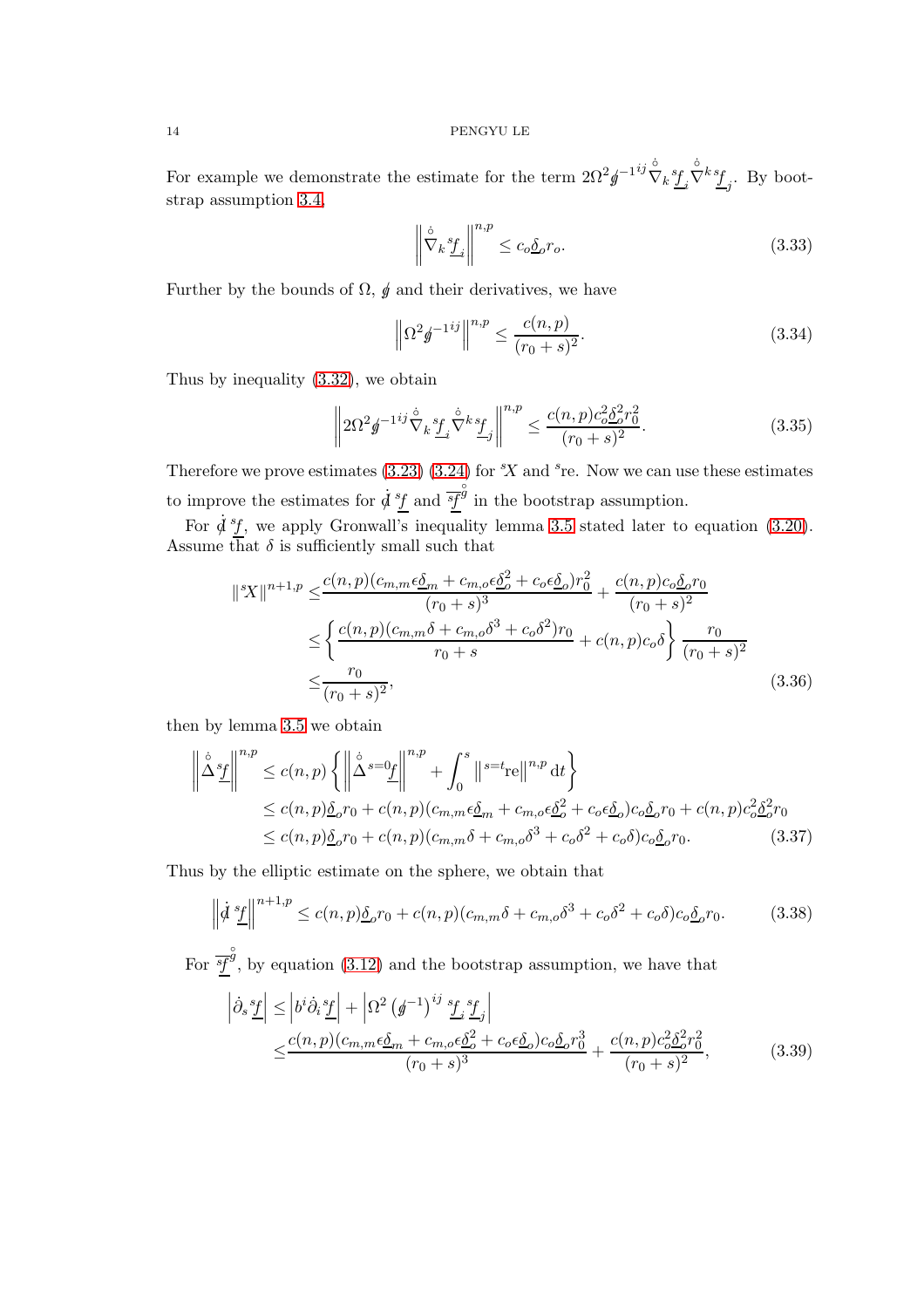For example we demonstrate the estimate for the term $2\Omega^2 \not{g}^{-1ij} \mathring{\nabla}_k {}^s\underline{f}_i \mathring{\nabla}^k {}^s\underline{f}_j$. By bootstrap assumption 3.4,

$$\left\| \mathring{\nabla}_k {}^s\underline{f}_i \right\|^{n,p} \leq c_o \underline{\delta}_o r_o. \tag{3.33}$$

Further by the bounds of $\Omega$, $\not{g}$ and their derivatives, we have

$$\left\| \Omega^2 \not{g}^{-1ij} \right\|^{n,p} \leq \frac{c(n,p)}{(r_0+s)^2}. \tag{3.34}$$

Thus by inequality (3.32), we obtain

$$\left\| 2\Omega^2 \not{g}^{-1ij} \mathring{\nabla}_k {}^s\underline{f}_i \mathring{\nabla}^k {}^s\underline{f}_j \right\|^{n,p} \leq \frac{c(n,p) c_o^2 \underline{\delta}_o^2 r_0^2}{(r_0+s)^2}. \tag{3.35}$$

Therefore we prove estimates (3.23) (3.24) for ${}^sX$ and ${}^s\mathrm{re}$. Now we can use these estimates to improve the estimates for $\mathring{\not{d}}\, {}^s\underline{f}$ and $\overline{{}^s\underline{f}}^{\mathring{g}}$ in the bootstrap assumption.

For $\mathring{\not{d}}\, {}^s\underline{f}$, we apply Gronwall's inequality lemma 3.5 stated later to equation (3.20). Assume that $\delta$ is sufficiently small such that

$$\begin{aligned}
\|{}^sX\|^{n+1,p} \leq & \frac{c(n,p)(c_{m,m}\epsilon\underline{\delta}_m + c_{m,o}\epsilon\underline{\delta}_o^2 + c_o\epsilon\underline{\delta}_o) r_0^2}{(r_0+s)^3} + \frac{c(n,p) c_o \underline{\delta}_o r_0}{(r_0+s)^2} \\
\leq & \left\{ \frac{c(n,p)(c_{m,m}\delta + c_{m,o}\delta^3 + c_o\delta^2) r_0}{r_0+s} + c(n,p) c_o \delta \right\} \frac{r_0}{(r_0+s)^2} \\
\leq & \frac{r_0}{(r_0+s)^2},
\end{aligned} \tag{3.36}$$

then by lemma 3.5 we obtain

$$\begin{aligned}
\left\| \mathring{\Delta} {}^s\underline{f} \right\|^{n,p} \leq & c(n,p) \left\{ \left\| \mathring{\Delta} {}^{s=0}\underline{f} \right\|^{n,p} + \int_0^s \left\| {}^{s=t}\mathrm{re} \right\|^{n,p} \mathrm{d}t \right\} \\
\leq & c(n,p)\underline{\delta}_o r_0 + c(n,p)(c_{m,m}\epsilon\underline{\delta}_m + c_{m,o}\epsilon\underline{\delta}_o^2 + c_o\epsilon\underline{\delta}_o) c_o \underline{\delta}_o r_0 + c(n,p) c_o^2 \underline{\delta}_o^2 r_0 \\
\leq & c(n,p)\underline{\delta}_o r_0 + c(n,p)(c_{m,m}\delta + c_{m,o}\delta^3 + c_o\delta^2 + c_o\delta) c_o \underline{\delta}_o r_0.
\end{aligned} \tag{3.37}$$

Thus by the elliptic estimate on the sphere, we obtain that

$$\left\| \mathring{\not{d}}\, {}^s\underline{f} \right\|^{n+1,p} \leq c(n,p)\underline{\delta}_o r_0 + c(n,p)(c_{m,m}\delta + c_{m,o}\delta^3 + c_o\delta^2 + c_o\delta) c_o \underline{\delta}_o r_0. \tag{3.38}$$

For $\overline{{}^s\underline{f}}^{\mathring{g}}$, by equation (3.12) and the bootstrap assumption, we have that

$$\begin{aligned}
\left| \mathring{\partial}_s {}^s\underline{f} \right| \leq & \left| b^i \mathring{\partial}_i {}^s\underline{f} \right| + \left| \Omega^2 \left(\not{g}^{-1}\right)^{ij} {}^s\underline{f}_i {}^s\underline{f}_j \right| \\
\leq & \frac{c(n,p)(c_{m,m}\epsilon\underline{\delta}_m + c_{m,o}\epsilon\underline{\delta}_o^2 + c_o\epsilon\underline{\delta}_o) c_o \underline{\delta}_o r_0^3}{(r_0+s)^3} + \frac{c(n,p) c_o^2 \underline{\delta}_o^2 r_0^2}{(r_0+s)^2},
\end{aligned} \tag{3.39}$$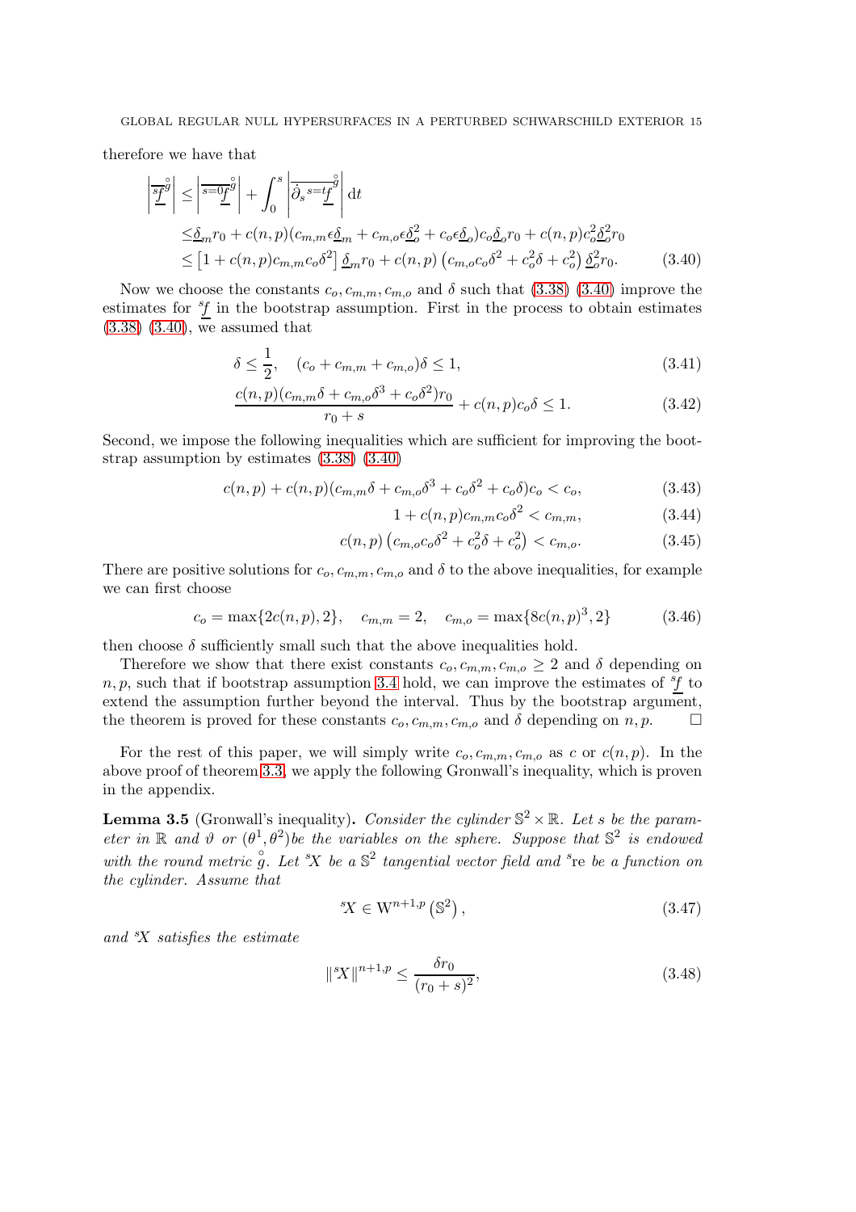therefore we have that

$$
\begin{aligned}
\left|\overline{{}^{s}\!\underline{f}}^{\mathring{g}}\right| \leq& \left|\overline{{}^{s=0}\!\underline{f}}^{\mathring{g}}\right| + \int_0^s \left|\overline{\dot{\partial}_s {}^{s=t}\!\underline{f}}^{\mathring{g}}\right| \mathrm{d}t \\
\leq& \underline{\delta}_m r_0 + c(n,p)(c_{m,m}\epsilon\underline{\delta}_m + c_{m,o}\epsilon\underline{\delta}_o^2 + c_o\epsilon\underline{\delta}_o)c_o\underline{\delta}_o r_0 + c(n,p)c_o^2\underline{\delta}_o^2 r_0 \\
\leq& \left[1 + c(n,p)c_{m,m}c_o\delta^2\right]\underline{\delta}_m r_0 + c(n,p)\left(c_{m,o}c_o\delta^2 + c_o^2\delta + c_o^2\right)\underline{\delta}_o^2 r_0.
\end{aligned} \tag{3.40}
$$

Now we choose the constants $c_o, c_{m,m}, c_{m,o}$ and $\delta$ such that (3.38) (3.40) improve the estimates for ${}^{s}\!\underline{f}$ in the bootstrap assumption. First in the process to obtain estimates (3.38) (3.40), we assumed that

$$
\delta \leq \frac{1}{2}, \quad (c_o + c_{m,m} + c_{m,o})\delta \leq 1, \tag{3.41}
$$

$$
\frac{c(n,p)(c_{m,m}\delta + c_{m,o}\delta^3 + c_o\delta^2)r_0}{r_0 + s} + c(n,p)c_o\delta \leq 1. \tag{3.42}
$$

Second, we impose the following inequalities which are sufficient for improving the bootstrap assumption by estimates (3.38) (3.40)

$$
c(n,p) + c(n,p)(c_{m,m}\delta + c_{m,o}\delta^3 + c_o\delta^2 + c_o\delta)c_o < c_o, \tag{3.43}
$$

$$
1 + c(n,p)c_{m,m}c_o\delta^2 < c_{m,m}, \tag{3.44}
$$

$$
c(n,p)\left(c_{m,o}c_o\delta^2 + c_o^2\delta + c_o^2\right) < c_{m,o}. \tag{3.45}
$$

There are positive solutions for $c_o, c_{m,m}, c_{m,o}$ and $\delta$ to the above inequalities, for example we can first choose

$$
c_o = \max\{2c(n,p), 2\}, \quad c_{m,m} = 2, \quad c_{m,o} = \max\{8c(n,p)^3, 2\} \tag{3.46}
$$

then choose $\delta$ sufficiently small such that the above inequalities hold.

Therefore we show that there exist constants $c_o, c_{m,m}, c_{m,o} \geq 2$ and $\delta$ depending on $n, p$, such that if bootstrap assumption 3.4 hold, we can improve the estimates of ${}^{s}\!\underline{f}$ to extend the assumption further beyond the interval. Thus by the bootstrap argument, the theorem is proved for these constants $c_o, c_{m,m}, c_{m,o}$ and $\delta$ depending on $n, p$. □

For the rest of this paper, we will simply write $c_o, c_{m,m}, c_{m,o}$ as $c$ or $c(n,p)$. In the above proof of theorem 3.3, we apply the following Gronwall's inequality, which is proven in the appendix.

**Lemma 3.5** (Gronwall's inequality). *Consider the cylinder $\mathbb{S}^2 \times \mathbb{R}$. Let $s$ be the parameter in $\mathbb{R}$ and $\vartheta$ or $(\theta^1, \theta^2)$ be the variables on the sphere. Suppose that $\mathbb{S}^2$ is endowed with the round metric $\mathring{g}$. Let ${}^{s}\!X$ be a $\mathbb{S}^2$ tangential vector field and ${}^{s}\mathrm{re}$ be a function on the cylinder. Assume that*

$$
{}^{s}\!X \in \mathrm{W}^{n+1,p}\left(\mathbb{S}^2\right), \tag{3.47}
$$

*and ${}^{s}\!X$ satisfies the estimate*

$$
\|{}^{s}\!X\|^{n+1,p} \leq \frac{\delta r_0}{(r_0 + s)^2}, \tag{3.48}
$$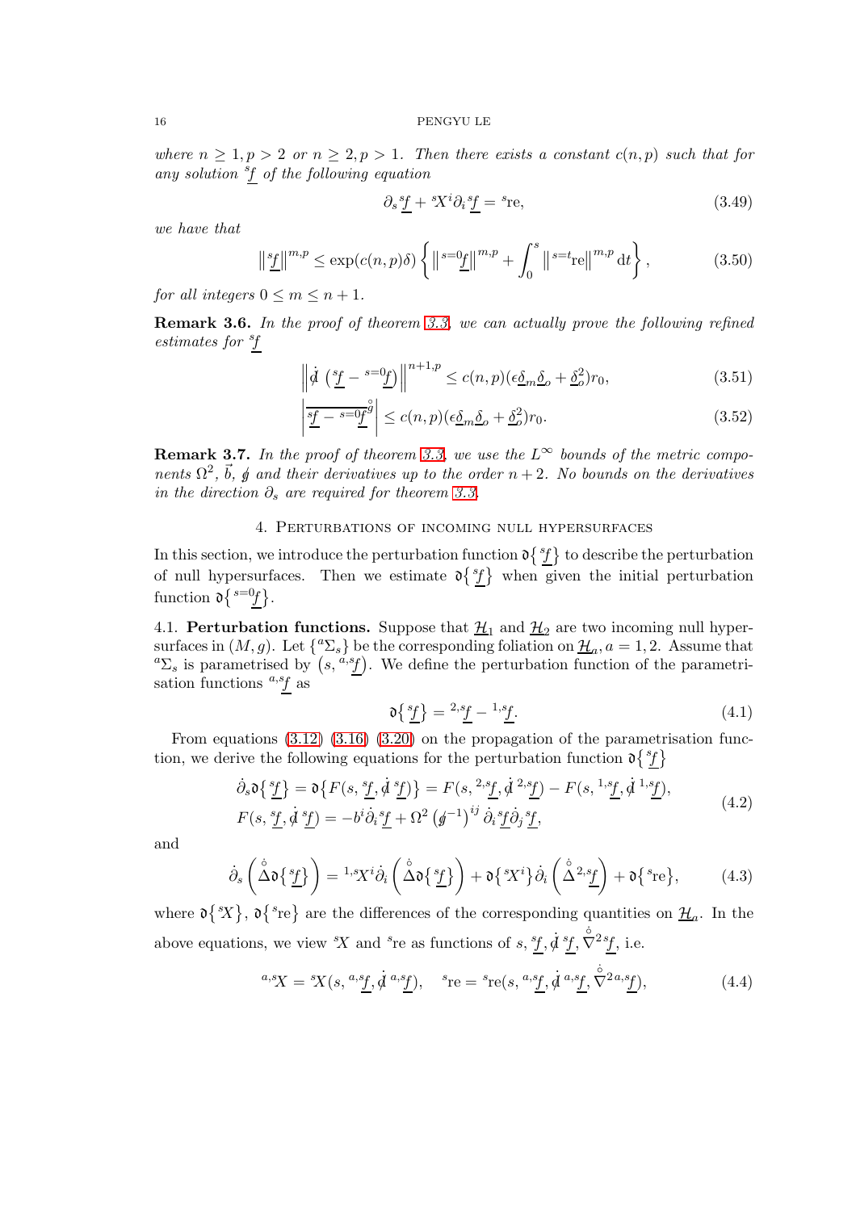*where $n \geq 1, p > 2$ or $n \geq 2, p > 1$. Then there exists a constant $c(n,p)$ such that for any solution ${}^{s}\underline{f}$ of the following equation*

$$
\partial_s {}^{s}\underline{f} + {}^{s}X^i \partial_i {}^{s}\underline{f} = {}^{s}\mathrm{re}, \tag{3.49}
$$

*we have that*

$$
\left\| {}^{s}\underline{f} \right\|^{m,p} \leq \exp(c(n,p)\delta) \left\{ \left\| {}^{s=0}\underline{f} \right\|^{m,p} + \int_0^s \left\| {}^{s=t}\mathrm{re} \right\|^{m,p} \mathrm{d}t \right\}, \tag{3.50}
$$

*for all integers $0 \leq m \leq n+1$.*

**Remark 3.6.** *In the proof of theorem 3.3, we can actually prove the following refined estimates for ${}^{s}\underline{f}$*

$$
\left\| \dot{\not{d}} \left( {}^{s}\underline{f} - {}^{s=0}\underline{f} \right) \right\|^{n+1,p} \leq c(n,p)(\epsilon \underline{\delta}_m \underline{\delta}_o + \underline{\delta}_o^2) r_0, \tag{3.51}
$$

$$
\left| \overline{{}^{s}\underline{f} - {}^{s=0}\underline{f}}^{\mathring{g}} \right| \leq c(n,p)(\epsilon \underline{\delta}_m \underline{\delta}_o + \underline{\delta}_o^2) r_0. \tag{3.52}
$$

**Remark 3.7.** *In the proof of theorem 3.3, we use the $L^\infty$ bounds of the metric components $\Omega^2$, $\vec{b}$, $\not{g}$ and their derivatives up to the order $n+2$. No bounds on the derivatives in the direction $\partial_s$ are required for theorem 3.3.*

## 4. Perturbations of incoming null hypersurfaces

In this section, we introduce the perturbation function $\mathfrak{d}\{{}^{s}\underline{f}\}$ to describe the perturbation of null hypersurfaces. Then we estimate $\mathfrak{d}\{{}^{s}\underline{f}\}$ when given the initial perturbation function $\mathfrak{d}\{{}^{s=0}\underline{f}\}$.

**4.1. Perturbation functions.** Suppose that $\underline{\mathcal{H}}_1$ and $\underline{\mathcal{H}}_2$ are two incoming null hypersurfaces in $(M,g)$. Let $\{{}^{a}\Sigma_s\}$ be the corresponding foliation on $\underline{\mathcal{H}}_a, a = 1,2$. Assume that ${}^{a}\Sigma_s$ is parametrised by $\left(s, {}^{a,s}\underline{f}\right)$. We define the perturbation function of the parametrisation functions ${}^{a,s}\underline{f}$ as

$$
\mathfrak{d}\{{}^{s}\underline{f}\} = {}^{2,s}\underline{f} - {}^{1,s}\underline{f}. \tag{4.1}
$$

From equations (3.12) (3.16) (3.20) on the propagation of the parametrisation function, we derive the following equations for the perturbation function $\mathfrak{d}\{{}^{s}\underline{f}\}$

$$
\begin{aligned}
&\dot{\partial}_s \mathfrak{d}\{{}^{s}\underline{f}\} = \mathfrak{d}\{F(s, {}^{s}\underline{f}, \dot{\not{d}}\,{}^{s}\underline{f})\} = F(s, {}^{2,s}\underline{f}, \dot{\not{d}}\,{}^{2,s}\underline{f}) - F(s, {}^{1,s}\underline{f}, \dot{\not{d}}\,{}^{1,s}\underline{f}), \\
&F(s, {}^{s}\underline{f}, \dot{\not{d}}\,{}^{s}\underline{f}) = -b^i \dot{\partial}_i {}^{s}\underline{f} + \Omega^2 \left(\not{g}^{-1}\right)^{ij} \dot{\partial}_i {}^{s}\underline{f} \dot{\partial}_j {}^{s}\underline{f},
\end{aligned} \tag{4.2}
$$

and

$$
\dot{\partial}_s \left( \mathring{\Delta} \mathfrak{d}\{{}^{s}\underline{f}\} \right) = {}^{1,s}X^i \dot{\partial}_i \left( \mathring{\Delta} \mathfrak{d}\{{}^{s}\underline{f}\} \right) + \mathfrak{d}\{{}^{s}X^i\} \dot{\partial}_i \left( \mathring{\Delta}\,{}^{2,s}\underline{f} \right) + \mathfrak{d}\{{}^{s}\mathrm{re}\}, \tag{4.3}
$$

where $\mathfrak{d}\{{}^{s}X\}$, $\mathfrak{d}\{{}^{s}\mathrm{re}\}$ are the differences of the corresponding quantities on $\underline{\mathcal{H}}_a$. In the above equations, we view ${}^{s}X$ and ${}^{s}\mathrm{re}$ as functions of $s$, ${}^{s}\underline{f}$, $\dot{\not{d}}\,{}^{s}\underline{f}$, $\mathring{\nabla}^2 {}^{s}\underline{f}$, i.e.

$$
{}^{a,s}X = {}^{s}X(s, {}^{a,s}\underline{f}, \dot{\not{d}}\,{}^{a,s}\underline{f}), \quad {}^{s}\mathrm{re} = {}^{s}\mathrm{re}(s, {}^{a,s}\underline{f}, \dot{\not{d}}\,{}^{a,s}\underline{f}, \mathring{\nabla}^2 {}^{a,s}\underline{f}), \tag{4.4}
$$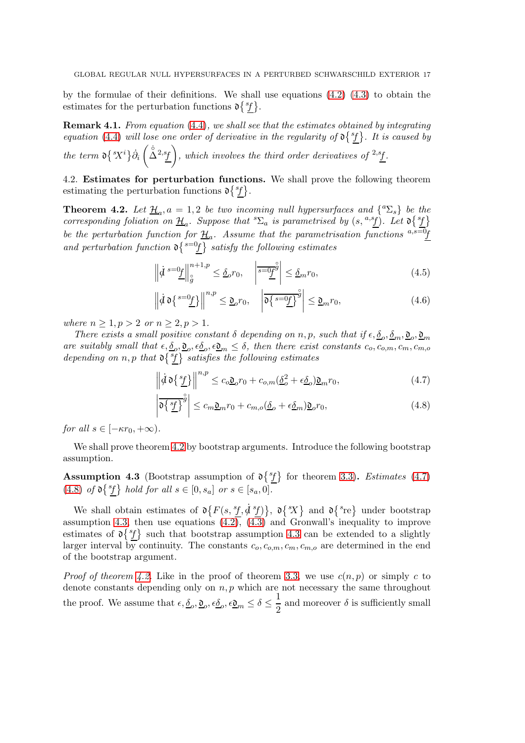by the formulae of their definitions. We shall use equations (4.2) (4.3) to obtain the estimates for the perturbation functions $\mathfrak{d}\{{}^s\underline{f}\}$.

**Remark 4.1.** *From equation (4.4), we shall see that the estimates obtained by integrating equation (4.4) will lose one order of derivative in the regularity of $\mathfrak{d}\{{}^s\underline{f}\}$. It is caused by the term $\mathfrak{d}\{{}^sX^i\}\dot{\partial}_i\left(\overset{\circ}{\dot{\Delta}}{}^{2,s}\underline{f}\right)$, which involves the third order derivatives of ${}^{2,s}\underline{f}$.*

## 4.2. Estimates for perturbation functions.

We shall prove the following theorem estimating the perturbation functions $\mathfrak{d}\{{}^s\underline{f}\}$.

**Theorem 4.2.** *Let $\underline{\mathcal{H}}_a, a=1,2$ be two incoming null hypersurfaces and $\{{}^a\Sigma_s\}$ be the corresponding foliation on $\underline{\mathcal{H}}_a$. Suppose that ${}^s\Sigma_a$ is parametrised by $(s, {}^{a,s}\underline{f})$. Let $\mathfrak{d}\{{}^s\underline{f}\}$ be the perturbation function for $\underline{\mathcal{H}}_a$. Assume that the parametrisation functions ${}^{a,s=0}\underline{f}$ and perturbation function $\mathfrak{d}\{{}^{s=0}\underline{f}\}$ satisfy the following estimates*

$$\left\|\dot{\not{d}}\,{}^{s=0}\underline{f}\right\|_{\overset{\circ}{g}}^{n+1,p} \leq \underline{\delta}_o r_0, \quad \left|\overline{{}^{s=0}\underline{f}}^{\overset{\circ}{g}}\right| \leq \underline{\delta}_m r_0, \tag{4.5}$$

$$\left\|\dot{\not{d}}\,\mathfrak{d}\{{}^{s=0}\underline{f}\}\right\|^{n,p} \leq \underline{\mathfrak{d}}_o r_0, \quad \left|\overline{\mathfrak{d}\{{}^{s=0}\underline{f}\}}^{\overset{\circ}{g}}\right| \leq \underline{\mathfrak{d}}_m r_0, \tag{4.6}$$

*where $n \geq 1, p > 2$ or $n \geq 2, p > 1$.*

*There exists a small positive constant $\delta$ depending on $n, p$, such that if $\epsilon, \underline{\delta}_o, \underline{\delta}_m, \underline{\mathfrak{d}}_o, \underline{\mathfrak{d}}_m$ are suitably small that $\epsilon, \underline{\delta}_o, \underline{\mathfrak{d}}_o, \epsilon\underline{\delta}_o, \epsilon\underline{\mathfrak{d}}_m \leq \delta$, then there exist constants $c_o, c_{o,m}, c_m, c_{m,o}$ depending on $n, p$ that $\mathfrak{d}\{{}^s\underline{f}\}$ satisfies the following estimates*

$$\left\|\dot{\not{d}}\,\mathfrak{d}\{{}^s\underline{f}\}\right\|^{n,p} \leq c_o\underline{\mathfrak{d}}_o r_0 + c_{o,m}(\underline{\delta}_o^2 + \epsilon\underline{\delta}_o)\underline{\mathfrak{d}}_m r_0, \tag{4.7}$$

$$\left|\overline{\mathfrak{d}\{{}^s\underline{f}\}}^{\overset{\circ}{g}}\right| \leq c_m\underline{\mathfrak{d}}_m r_0 + c_{m,o}(\underline{\delta}_o + \epsilon\underline{\delta}_m)\underline{\mathfrak{d}}_o r_0, \tag{4.8}$$

*for all $s \in [-\kappa r_0, +\infty)$.*

We shall prove theorem 4.2 by bootstrap arguments. Introduce the following bootstrap assumption.

**Assumption 4.3** (Bootstrap assumption of $\mathfrak{d}\{{}^s\underline{f}\}$ for theorem 3.3)**.** *Estimates (4.7) (4.8) of $\mathfrak{d}\{{}^s\underline{f}\}$ hold for all $s \in [0, s_a]$ or $s \in [s_a, 0]$.*

We shall obtain estimates of $\mathfrak{d}\{F(s, {}^s\underline{f}, \dot{\not{d}}\,{}^s\underline{f})\}$, $\mathfrak{d}\{{}^sX\}$ and $\mathfrak{d}\{{}^s\mathrm{re}\}$ under bootstrap assumption 4.3, then use equations (4.2), (4.3) and Gronwall's inequality to improve estimates of $\mathfrak{d}\{{}^s\underline{f}\}$ such that bootstrap assumption 4.3 can be extended to a slightly larger interval by continuity. The constants $c_o, c_{o,m}, c_m, c_{m,o}$ are determined in the end of the bootstrap argument.

*Proof of theorem 4.2.* Like in the proof of theorem 3.3, we use $c(n,p)$ or simply $c$ to denote constants depending only on $n, p$ which are not necessary the same throughout the proof. We assume that $\epsilon, \underline{\delta}_o, \underline{\mathfrak{d}}_o, \epsilon\underline{\delta}_o, \epsilon\underline{\mathfrak{d}}_m \leq \delta \leq \dfrac{1}{2}$ and moreover $\delta$ is sufficiently small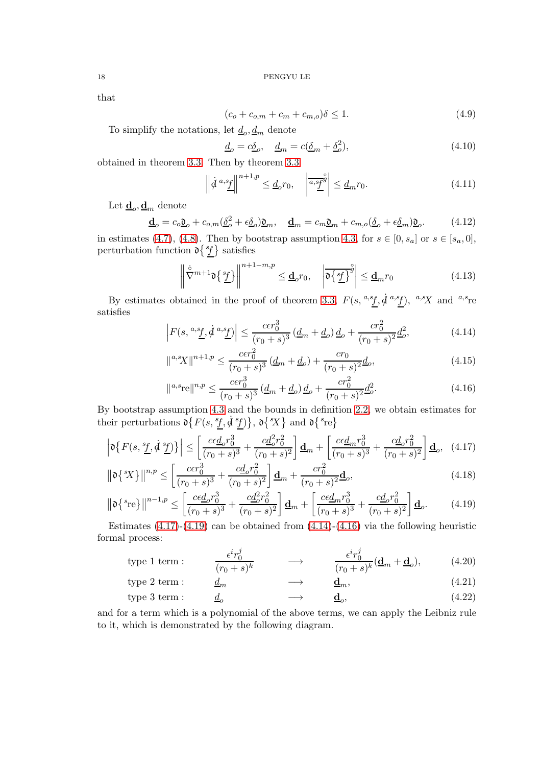that

$$(c_o + c_{o,m} + c_m + c_{m,o})\delta \leq 1. \tag{4.9}$$

To simplify the notations, let $\underline{d}_o, \underline{d}_m$ denote

$$\underline{d}_o = c\underline{\delta}_o, \quad \underline{d}_m = c(\underline{\delta}_m + \underline{\delta}_o^2), \tag{4.10}$$

obtained in theorem 3.3. Then by theorem 3.3

$$\left\| \mathring{\not{d}}\, {}^{a,s}\underline{f} \right\|^{n+1,p} \leq \underline{d}_o r_0, \quad \left| \overline{{}^{a,s}\underline{f}}^{\mathring{g}} \right| \leq \underline{d}_m r_0. \tag{4.11}$$

Let $\underline{\mathbf{d}}_o, \underline{\mathbf{d}}_m$ denote

$$\underline{\mathbf{d}}_o = c_o \underline{\mathfrak{d}}_o + c_{o,m}(\underline{\delta}_o^2 + \epsilon \underline{\delta}_o)\underline{\mathfrak{d}}_m, \quad \underline{\mathbf{d}}_m = c_m \underline{\mathfrak{d}}_m + c_{m,o}(\underline{\delta}_o + \epsilon \underline{\delta}_m)\underline{\mathfrak{d}}_o. \tag{4.12}$$

in estimates (4.7), (4.8). Then by bootstrap assumption 4.3, for $s \in [0, s_a]$ or $s \in [s_a, 0]$, perturbation function $\mathfrak{d}\{{}^s\underline{f}\}$ satisfies

$$\left\| \mathring{\nabla}^{m+1} \mathfrak{d}\{{}^s\underline{f}\} \right\|^{n+1-m,p} \leq \underline{\mathbf{d}}_o r_0, \quad \left| \overline{\mathfrak{d}\{{}^s\underline{f}\}}^{\mathring{g}} \right| \leq \underline{\mathbf{d}}_m r_0 \tag{4.13}$$

By estimates obtained in the proof of theorem 3.3, $F(s, {}^{a,s}\underline{f}, \mathring{\not{d}}\, {}^{a,s}\underline{f})$, ${}^{a,s}X$ and ${}^{a,s}\mathrm{re}$ satisfies

$$\left| F(s, {}^{a,s}\underline{f}, \mathring{\not{d}}\, {}^{a,s}\underline{f}) \right| \leq \frac{c\epsilon r_0^3}{(r_0+s)^3} \left( \underline{d}_m + \underline{d}_o \right) \underline{d}_o + \frac{c r_0^2}{(r_0+s)^2} \underline{d}_o^2, \tag{4.14}$$

$$\| {}^{a,s}X \|^{n+1,p} \leq \frac{c\epsilon r_0^2}{(r_0+s)^3} \left( \underline{d}_m + \underline{d}_o \right) + \frac{c r_0}{(r_0+s)^2} \underline{d}_o, \tag{4.15}$$

$$\| {}^{a,s}\mathrm{re} \|^{n,p} \leq \frac{c\epsilon r_0^3}{(r_0+s)^3} \left( \underline{d}_m + \underline{d}_o \right) \underline{d}_o + \frac{c r_0^2}{(r_0+s)^2} \underline{d}_o^2. \tag{4.16}$$

By bootstrap assumption 4.3 and the bounds in definition 2.2, we obtain estimates for their perturbations $\mathfrak{d}\{F(s, {}^s\underline{f}, \mathring{\not{d}}\, {}^s\underline{f})\}$, $\mathfrak{d}\{{}^sX\}$ and $\mathfrak{d}\{{}^s\mathrm{re}\}$

$$\left| \mathfrak{d}\{F(s, {}^s\underline{f}, \mathring{\not{d}}\, {}^s\underline{f})\} \right| \leq \left[ \frac{c\epsilon \underline{d}_o r_0^3}{(r_0+s)^3} + \frac{c\underline{d}_o^2 r_0^2}{(r_0+s)^2} \right] \underline{\mathbf{d}}_m + \left[ \frac{c\epsilon \underline{d}_m r_0^3}{(r_0+s)^3} + \frac{c\underline{d}_o r_0^2}{(r_0+s)^2} \right] \underline{\mathbf{d}}_o, \tag{4.17}$$

$$\left\| \mathfrak{d}\{{}^sX\} \right\|^{n,p} \leq \left[ \frac{c\epsilon r_0^3}{(r_0+s)^3} + \frac{c\underline{d}_o r_0^2}{(r_0+s)^2} \right] \underline{\mathbf{d}}_m + \frac{c r_0^2}{(r_0+s)^2} \underline{\mathbf{d}}_o, \tag{4.18}$$

$$\left\| \mathfrak{d}\{{}^s\mathrm{re}\} \right\|^{n-1,p} \leq \left[ \frac{c\epsilon \underline{d}_o r_0^3}{(r_0+s)^3} + \frac{c\underline{d}_o^2 r_0^2}{(r_0+s)^2} \right] \underline{\mathbf{d}}_m + \left[ \frac{c\epsilon \underline{d}_m r_0^3}{(r_0+s)^3} + \frac{c\underline{d}_o r_0^2}{(r_0+s)^2} \right] \underline{\mathbf{d}}_o. \tag{4.19}$$

Estimates (4.17)-(4.19) can be obtained from (4.14)-(4.16) via the following heuristic formal process:

$$\text{type 1 term}: \quad \frac{\epsilon^i r_0^j}{(r_0+s)^k} \quad \longrightarrow \quad \frac{\epsilon^i r_0^j}{(r_0+s)^k}(\underline{\mathbf{d}}_m + \underline{\mathbf{d}}_o), \tag{4.20}$$

$$\text{type 2 term}: \quad \underline{d}_m \quad \longrightarrow \quad \underline{\mathbf{d}}_m, \tag{4.21}$$

$$\text{type 3 term}: \quad \underline{d}_o \quad \longrightarrow \quad \underline{\mathbf{d}}_o, \tag{4.22}$$

and for a term which is a polynomial of the above terms, we can apply the Leibniz rule to it, which is demonstrated by the following diagram.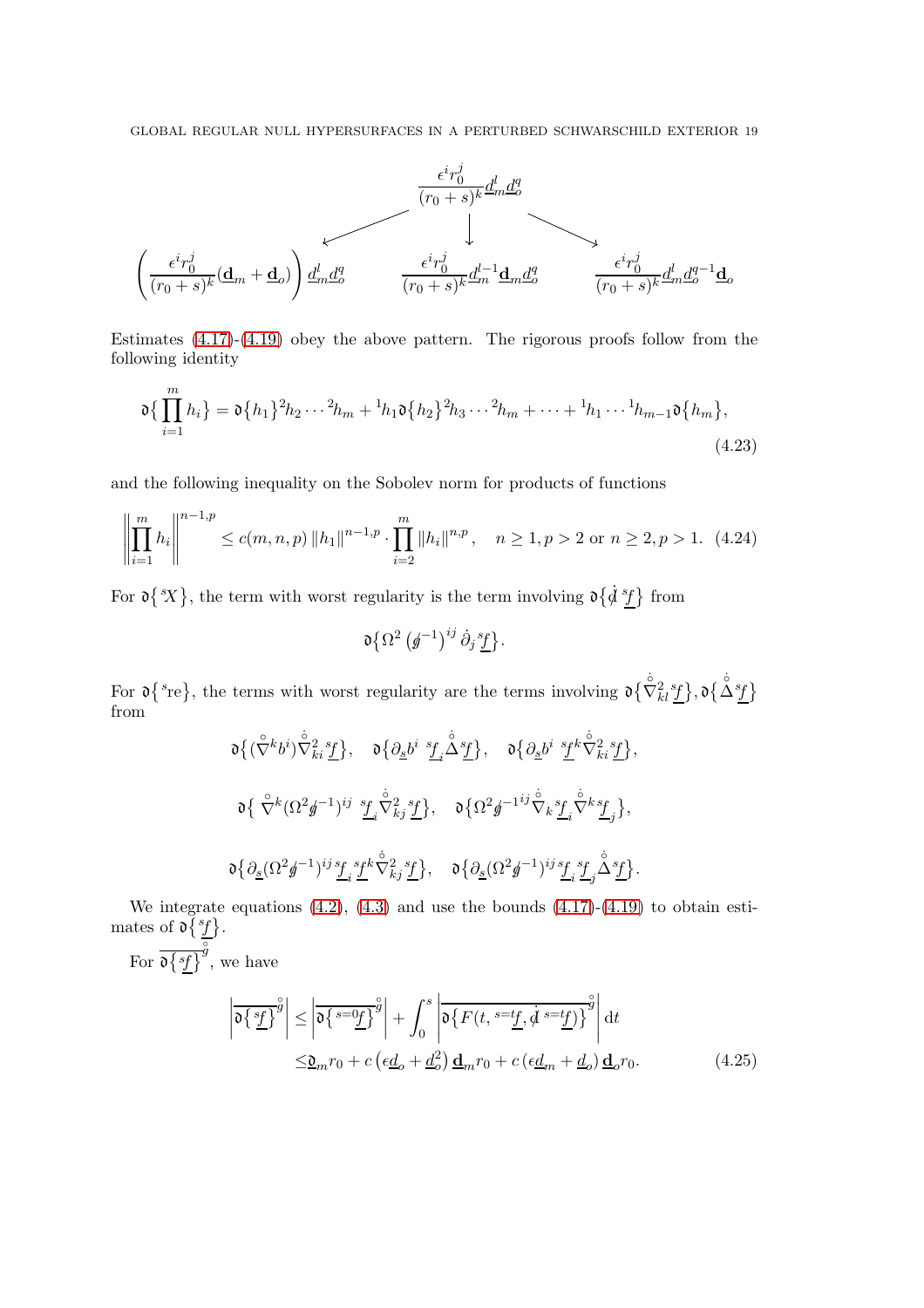$$
\begin{array}{ccc}
 & \dfrac{\epsilon^i r_0^j}{(r_0+s)^k}\underline{d}_m^l \underline{d}_o^q & \\
\swarrow & \downarrow & \searrow \\
\left(\dfrac{\epsilon^i r_0^j}{(r_0+s)^k}(\underline{\mathbf{d}}_m+\underline{\mathbf{d}}_o)\right)\underline{d}_m^l \underline{d}_o^q & \dfrac{\epsilon^i r_0^j}{(r_0+s)^k}\underline{d}_m^{l-1}\underline{\mathbf{d}}_m\underline{d}_o^q & \dfrac{\epsilon^i r_0^j}{(r_0+s)^k}\underline{d}_m^l \underline{d}_o^{q-1}\underline{\mathbf{d}}_o
\end{array}
$$

Estimates (4.17)-(4.19) obey the above pattern. The rigorous proofs follow from the following identity

$$
\mathfrak{d}\big\{\prod_{i=1}^m h_i\big\} = \mathfrak{d}\big\{h_1\big\}{}^2h_2\cdots{}^2h_m + {}^1h_1\mathfrak{d}\big\{h_2\big\}{}^2h_3\cdots{}^2h_m + \cdots + {}^1h_1\cdots{}^1h_{m-1}\mathfrak{d}\big\{h_m\big\}, \tag{4.23}
$$

and the following inequality on the Sobolev norm for products of functions

$$
\left\|\prod_{i=1}^m h_i\right\|^{n-1,p} \leq c(m,n,p)\left\|h_1\right\|^{n-1,p}\cdot\prod_{i=2}^m\left\|h_i\right\|^{n,p}, \quad n\geq 1, p>2 \text{ or } n\geq 2, p>1. \tag{4.24}
$$

For $\mathfrak{d}\big\{{}^sX\big\}$, the term with worst regularity is the term involving $\mathfrak{d}\big\{\dot{\not{d}}\,{}^s\underline{f}\big\}$ from

$$
\mathfrak{d}\big\{\Omega^2\left(\not{g}^{-1}\right)^{ij}\dot{\partial}_j\,{}^s\underline{f}\big\}.
$$

For $\mathfrak{d}\big\{{}^s\mathrm{re}\big\}$, the terms with worst regularity are the terms involving $\mathfrak{d}\big\{\dot{\overset{\circ}{\nabla}}{}^2_{kl}\,{}^s\underline{f}\big\}, \mathfrak{d}\big\{\dot{\overset{\circ}{\Delta}}\,{}^s\underline{f}\big\}$ from

$$
\mathfrak{d}\big\{(\overset{\circ}{\nabla}{}^k b^i)\dot{\overset{\circ}{\nabla}}{}^2_{ki}\,{}^s\underline{f}\big\}, \quad \mathfrak{d}\big\{\partial_{\underline{s}}b^i\ {}^s\underline{f}_i\dot{\overset{\circ}{\Delta}}\,{}^s\underline{f}\big\}, \quad \mathfrak{d}\big\{\partial_{\underline{s}}b^i\ {}^s\underline{f}^k\dot{\overset{\circ}{\nabla}}{}^2_{ki}\,{}^s\underline{f}\big\},
$$

$$
\mathfrak{d}\big\{\ \overset{\circ}{\nabla}{}^k(\Omega^2\not{g}^{-1})^{ij}\ {}^s\underline{f}_i\dot{\overset{\circ}{\nabla}}{}^2_{kj}\,{}^s\underline{f}\big\}, \quad \mathfrak{d}\big\{\Omega^2\not{g}^{-1ij}\dot{\overset{\circ}{\nabla}}_k\,{}^s\underline{f}_i\dot{\overset{\circ}{\nabla}}{}^k\,{}^s\underline{f}_j\big\},
$$

$$
\mathfrak{d}\big\{\partial_{\underline{s}}(\Omega^2\not{g}^{-1})^{ij}\,{}^s\underline{f}_i\,{}^s\underline{f}^k\dot{\overset{\circ}{\nabla}}{}^2_{kj}\,{}^s\underline{f}\big\}, \quad \mathfrak{d}\big\{\partial_{\underline{s}}(\Omega^2\not{g}^{-1})^{ij}\,{}^s\underline{f}_i\,{}^s\underline{f}_j\dot{\overset{\circ}{\Delta}}\,{}^s\underline{f}\big\}.
$$

We integrate equations (4.2), (4.3) and use the bounds (4.17)-(4.19) to obtain estimates of $\mathfrak{d}\big\{{}^s\underline{f}\big\}$.

For $\overline{\mathfrak{d}\big\{{}^s\underline{f}\big\}}^{\mathring{g}}$, we have

$$
\begin{aligned}
\left|\overline{\mathfrak{d}\big\{{}^s\underline{f}\big\}}^{\mathring{g}}\right| &\leq \left|\overline{\mathfrak{d}\big\{{}^{s=0}\underline{f}\big\}}^{\mathring{g}}\right| + \int_0^s\left|\overline{\mathfrak{d}\big\{F(t,{}^{s=t}\underline{f},\dot{\not{d}}\,{}^{s=t}\underline{f})\big\}}^{\mathring{g}}\right|\mathrm{d}t \\
&\leq \underline{\mathfrak{d}}_m r_0 + c\left(\epsilon\underline{d}_o+\underline{d}_o^2\right)\underline{\mathbf{d}}_m r_0 + c\left(\epsilon\underline{d}_m+\underline{d}_o\right)\underline{\mathbf{d}}_o r_0.
\end{aligned} \tag{4.25}
$$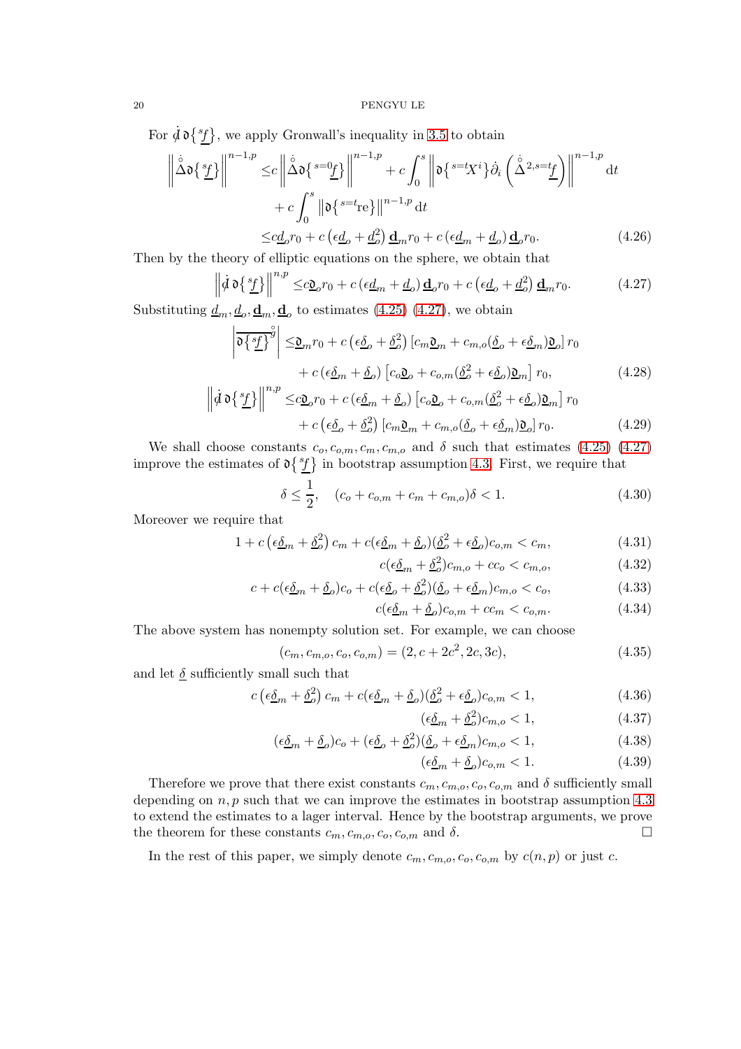For $\mathring{\not{d}}\,\mathfrak{d}\{{}^s\underline{f}\}$, we apply Gronwall's inequality in 3.5 to obtain

$$
\begin{aligned}
\left\| \mathring{\Delta} \mathfrak{d}\{{}^s\underline{f}\} \right\|^{n-1,p} \leq & c \left\| \mathring{\Delta} \mathfrak{d}\{{}^{s=0}\underline{f}\} \right\|^{n-1,p} + c \int_0^s \left\| \mathfrak{d}\{{}^{s=t}X^i\} \mathring{\partial}_i \left( \mathring{\Delta}^{2,s=t}\underline{f} \right) \right\|^{n-1,p} \mathrm{d}t \\
& + c \int_0^s \left\| \mathfrak{d}\{{}^{s=t}\mathrm{re}\} \right\|^{n-1,p} \mathrm{d}t \\
\leq & c \underline{d}_o r_0 + c \left( \epsilon \underline{d}_o + \underline{d}_o^2 \right) \underline{\mathbf{d}}_m r_0 + c \left( \epsilon \underline{d}_m + \underline{d}_o \right) \underline{\mathbf{d}}_o r_0. \qquad (4.26)
\end{aligned}
$$

Then by the theory of elliptic equations on the sphere, we obtain that

$$
\left\| \mathring{\not{d}}\, \mathfrak{d}\{{}^s\underline{f}\} \right\|^{n,p} \leq c \underline{\mathfrak{D}}_o r_0 + c \left( \epsilon \underline{d}_m + \underline{d}_o \right) \underline{\mathbf{d}}_o r_0 + c \left( \epsilon \underline{d}_o + \underline{d}_o^2 \right) \underline{\mathbf{d}}_m r_0. \qquad (4.27)
$$

Substituting $\underline{d}_m, \underline{d}_o, \underline{\mathbf{d}}_m, \underline{\mathbf{d}}_o$ to estimates (4.25) (4.27), we obtain

$$
\begin{aligned}
\left| \overline{\mathfrak{d}\{{}^s\underline{f}\}}^{\mathring{g}} \right| \leq & \underline{\mathfrak{D}}_m r_0 + c \left( \epsilon \underline{\delta}_o + \underline{\delta}_o^2 \right) \left[ c_m \underline{\mathfrak{D}}_m + c_{m,o} (\underline{\delta}_o + \epsilon \underline{\delta}_m) \underline{\mathfrak{D}}_o \right] r_0 \\
& + c \left( \epsilon \underline{\delta}_m + \underline{\delta}_o \right) \left[ c_o \underline{\mathfrak{D}}_o + c_{o,m} (\underline{\delta}_o^2 + \epsilon \underline{\delta}_o) \underline{\mathfrak{D}}_m \right] r_0, \qquad (4.28)
\end{aligned}
$$

$$
\begin{aligned}
\left\| \mathring{\not{d}}\, \mathfrak{d}\{{}^s\underline{f}\} \right\|^{n,p} \leq & c \underline{\mathfrak{D}}_o r_0 + c \left( \epsilon \underline{\delta}_m + \underline{\delta}_o \right) \left[ c_o \underline{\mathfrak{D}}_o + c_{o,m} (\underline{\delta}_o^2 + \epsilon \underline{\delta}_o) \underline{\mathfrak{D}}_m \right] r_0 \\
& + c \left( \epsilon \underline{\delta}_o + \underline{\delta}_o^2 \right) \left[ c_m \underline{\mathfrak{D}}_m + c_{m,o} (\underline{\delta}_o + \epsilon \underline{\delta}_m) \underline{\mathfrak{D}}_o \right] r_0. \qquad (4.29)
\end{aligned}
$$

We shall choose constants $c_o, c_{o,m}, c_m, c_{m,o}$ and $\delta$ such that estimates (4.25) (4.27) improve the estimates of $\mathfrak{d}\{{}^s\underline{f}\}$ in bootstrap assumption 4.3. First, we require that

$$
\delta \leq \frac{1}{2}, \quad (c_o + c_{o,m} + c_m + c_{m,o})\delta < 1. \qquad (4.30)
$$

Moreover we require that

$$
1 + c \left( \epsilon \underline{\delta}_m + \underline{\delta}_o^2 \right) c_m + c (\epsilon \underline{\delta}_m + \underline{\delta}_o)(\underline{\delta}_o^2 + \epsilon \underline{\delta}_o) c_{o,m} < c_m, \qquad (4.31)
$$

$$
c (\epsilon \underline{\delta}_m + \underline{\delta}_o^2) c_{m,o} + c c_o < c_{m,o}, \qquad (4.32)
$$

$$
c + c (\epsilon \underline{\delta}_m + \underline{\delta}_o) c_o + c (\epsilon \underline{\delta}_o + \underline{\delta}_o^2)(\underline{\delta}_o + \epsilon \underline{\delta}_m) c_{m,o} < c_o, \qquad (4.33)
$$

$$
c (\epsilon \underline{\delta}_m + \underline{\delta}_o) c_{o,m} + c c_m < c_{o,m}. \qquad (4.34)
$$

The above system has nonempty solution set. For example, we can choose

$$
(c_m, c_{m,o}, c_o, c_{o,m}) = (2, c + 2c^2, 2c, 3c), \qquad (4.35)
$$

and let $\underline{\delta}$ sufficiently small such that

$$
c \left( \epsilon \underline{\delta}_m + \underline{\delta}_o^2 \right) c_m + c (\epsilon \underline{\delta}_m + \underline{\delta}_o)(\underline{\delta}_o^2 + \epsilon \underline{\delta}_o) c_{o,m} < 1, \qquad (4.36)
$$

$$
(\epsilon \underline{\delta}_m + \underline{\delta}_o^2) c_{m,o} < 1, \qquad (4.37)
$$

$$
(\epsilon \underline{\delta}_m + \underline{\delta}_o) c_o + (\epsilon \underline{\delta}_o + \underline{\delta}_o^2)(\underline{\delta}_o + \epsilon \underline{\delta}_m) c_{m,o} < 1, \qquad (4.38)
$$

$$
(\epsilon \underline{\delta}_m + \underline{\delta}_o) c_{o,m} < 1. \qquad (4.39)
$$

Therefore we prove that there exist constants $c_m, c_{m,o}, c_o, c_{o,m}$ and $\delta$ sufficiently small depending on $n, p$ such that we can improve the estimates in bootstrap assumption 4.3 to extend the estimates to a lager interval. Hence by the bootstrap arguments, we prove the theorem for these constants $c_m, c_{m,o}, c_o, c_{o,m}$ and $\delta$. □

In the rest of this paper, we simply denote $c_m, c_{m,o}, c_o, c_{o,m}$ by $c(n,p)$ or just $c$.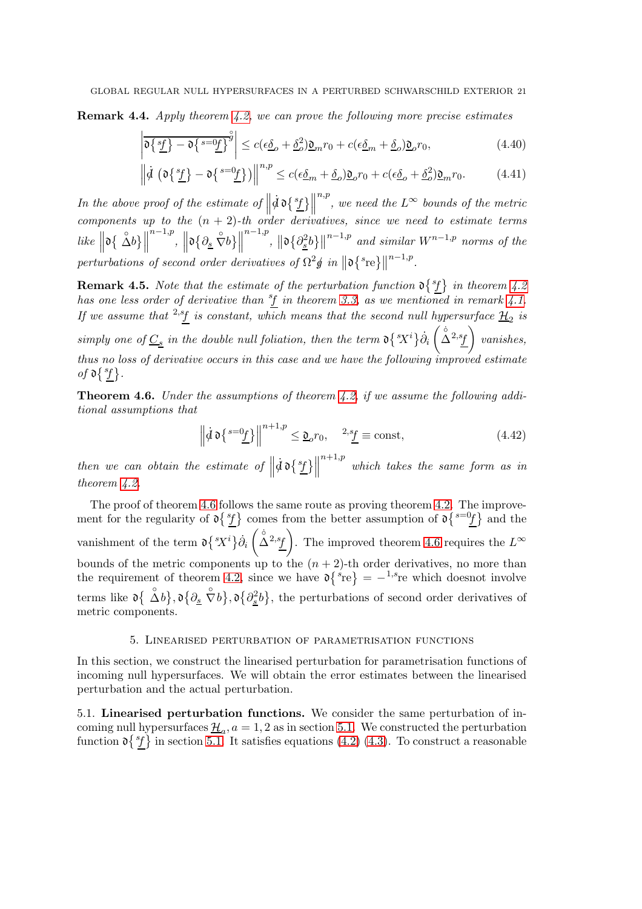**Remark 4.4.** *Apply theorem 4.2, we can prove the following more precise estimates*

$$\left|\overline{\mathfrak{d}\{{}^{s}\underline{f}\} - \mathfrak{d}\{{}^{s=0}\underline{f}\}}^{\mathring{g}}\right| \leq c(\epsilon\underline{\delta}_o + \underline{\delta}_o^2)\underline{\mathfrak{D}}_m r_0 + c(\epsilon\underline{\delta}_m + \underline{\delta}_o)\underline{\mathfrak{D}}_o r_0, \tag{4.40}$$

$$\left\|\dot{\not d}\left(\mathfrak{d}\{{}^{s}\underline{f}\} - \mathfrak{d}\{{}^{s=0}\underline{f}\}\right)\right\|^{n,p} \leq c(\epsilon\underline{\delta}_m + \underline{\delta}_o)\underline{\mathfrak{D}}_o r_0 + c(\epsilon\underline{\delta}_o + \underline{\delta}_o^2)\underline{\mathfrak{D}}_m r_0. \tag{4.41}$$

*In the above proof of the estimate of* $\left\|\dot{\not d}\,\mathfrak{d}\{{}^{s}\underline{f}\}\right\|^{n,p}$*, we need the* $L^\infty$ *bounds of the metric components up to the* $(n+2)$*-th order derivatives, since we need to estimate terms like* $\left\|\mathfrak{d}\{\mathring{\Delta} b\}\right\|^{n-1,p}$, $\left\|\mathfrak{d}\{\partial_{\underline{s}}\mathring{\nabla} b\}\right\|^{n-1,p}$, $\left\|\mathfrak{d}\{\partial_{\underline{s}}^2 b\}\right\|^{n-1,p}$ *and similar* $W^{n-1,p}$ *norms of the perturbations of second order derivatives of* $\Omega^2\not g$ *in* $\left\|\mathfrak{d}\{{}^{s}\mathrm{re}\}\right\|^{n-1,p}$.

**Remark 4.5.** *Note that the estimate of the perturbation function* $\mathfrak{d}\{{}^{s}\underline{f}\}$ *in theorem 4.2 has one less order of derivative than* ${}^{s}\underline{f}$ *in theorem 3.3, as we mentioned in remark 4.1. If we assume that* ${}^{2,s}\underline{f}$ *is constant, which means that the second null hypersurface* $\underline{\mathcal{H}}_2$ *is simply one of* $\underline{C}_s$ *in the double null foliation, then the term* $\mathfrak{d}\{{}^{s}X^i\}\dot{\partial}_i\left(\mathring{\dot{\Delta}}\,{}^{2,s}\underline{f}\right)$ *vanishes, thus no loss of derivative occurs in this case and we have the following improved estimate of* $\mathfrak{d}\{{}^{s}\underline{f}\}$.

**Theorem 4.6.** *Under the assumptions of theorem 4.2, if we assume the following additional assumptions that*

$$\left\|\dot{\not d}\,\mathfrak{d}\{{}^{s=0}\underline{f}\}\right\|^{n+1,p} \leq \underline{\mathfrak{D}}_o r_0, \quad {}^{2,s}\underline{f} \equiv \mathrm{const}, \tag{4.42}$$

*then we can obtain the estimate of* $\left\|\dot{\not d}\,\mathfrak{d}\{{}^{s}\underline{f}\}\right\|^{n+1,p}$ *which takes the same form as in theorem 4.2.*

The proof of theorem 4.6 follows the same route as proving theorem 4.2. The improvement for the regularity of $\mathfrak{d}\{{}^{s}\underline{f}\}$ comes from the better assumption of $\mathfrak{d}\{{}^{s=0}\underline{f}\}$ and the vanishment of the term $\mathfrak{d}\{{}^{s}X^i\}\dot{\partial}_i\left(\mathring{\dot{\Delta}}\,{}^{2,s}\underline{f}\right)$. The improved theorem 4.6 requires the $L^\infty$ bounds of the metric components up to the $(n+2)$-th order derivatives, no more than the requirement of theorem 4.2, since we have $\mathfrak{d}\{{}^{s}\mathrm{re}\} = -{}^{1,s}\mathrm{re}$ which doesnot involve terms like $\mathfrak{d}\{\mathring{\Delta} b\}, \mathfrak{d}\{\partial_{\underline{s}}\mathring{\nabla} b\}, \mathfrak{d}\{\partial_{\underline{s}}^2 b\}$, the perturbations of second order derivatives of metric components.

## 5. Linearised perturbation of parametrisation functions

In this section, we construct the linearised perturbation for parametrisation functions of incoming null hypersurfaces. We will obtain the error estimates between the linearised perturbation and the actual perturbation.

### 5.1. Linearised perturbation functions.

We consider the same perturbation of incoming null hypersurfaces $\underline{\mathcal{H}}_a, a = 1, 2$ as in section 5.1. We constructed the perturbation function $\mathfrak{d}\{{}^{s}\underline{f}\}$ in section 5.1. It satisfies equations (4.2) (4.3). To construct a reasonable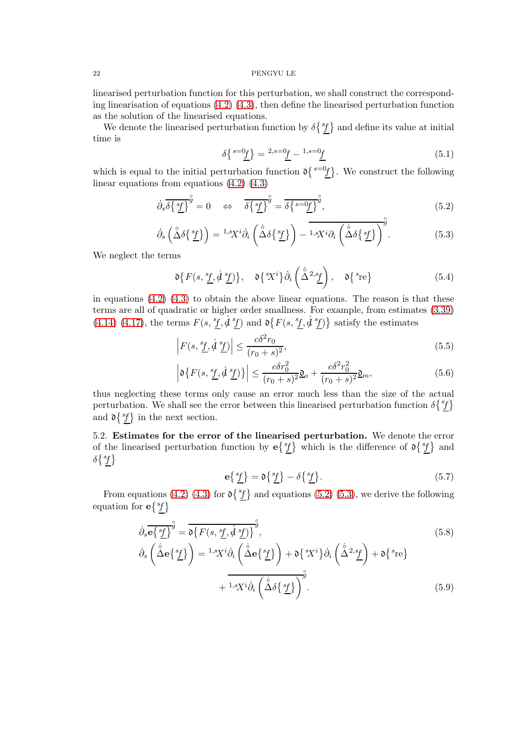linearised perturbation function for this perturbation, we shall construct the corresponding linearisation of equations (4.2) (4.3), then define the linearised perturbation function as the solution of the linearised equations.

We denote the linearised perturbation function by $\delta\{{}^s\underline{f}\}$ and define its value at initial time is

$$\delta\{{}^{s=0}\underline{f}\} = {}^{2,s=0}\underline{f} - {}^{1,s=0}\underline{f} \tag{5.1}$$

which is equal to the initial perturbation function $\mathfrak{d}\{{}^{s=0}\underline{f}\}$. We construct the following linear equations from equations (4.2) (4.3)

$$\dot{\partial}_s \overline{\delta\{{}^s\underline{f}\}}^{\mathring{g}} = 0 \quad \Leftrightarrow \quad \overline{\delta\{{}^s\underline{f}\}}^{\mathring{g}} = \overline{\delta\{{}^{s=0}\underline{f}\}}^{\mathring{g}}, \tag{5.2}$$

$$\dot{\partial}_s \left( \mathring{\Delta} \delta\{{}^s\underline{f}\} \right) = {}^{1,s}X^i \dot{\partial}_i \left( \mathring{\Delta} \delta\{{}^s\underline{f}\} \right) - \overline{{}^{1,s}X^i \partial_i \left( \mathring{\Delta} \delta\{{}^s\underline{f}\} \right)}^{\mathring{g}}. \tag{5.3}$$

We neglect the terms

$$\mathfrak{d}\{F(s, {}^s\underline{f}, \dot{\not{d}}\, {}^s\underline{f})\}, \quad \mathfrak{d}\{{}^sX^i\} \dot{\partial}_i \left( \mathring{\Delta}^{2,s}\underline{f} \right), \quad \mathfrak{d}\{{}^s\mathrm{re}\} \tag{5.4}$$

in equations (4.2) (4.3) to obtain the above linear equations. The reason is that these terms are all of quadratic or higher order smallness. For example, from estimates (3.39) (4.14) (4.17), the terms $F(s, {}^s\underline{f}, \dot{\not{d}}\, {}^s\underline{f})$ and $\mathfrak{d}\{F(s, {}^s\underline{f}, \dot{\not{d}}\, {}^s\underline{f})\}$ satisfy the estimates

$$\left| F(s, {}^s\underline{f}, \dot{\not{d}}\, {}^s\underline{f}) \right| \leq \frac{c\delta^2 r_0}{(r_0 + s)^2}, \tag{5.5}$$

$$\left| \mathfrak{d}\{F(s, {}^s\underline{f}, \dot{\not{d}}\, {}^s\underline{f})\} \right| \leq \frac{c\delta r_0^2}{(r_0 + s)^2} \mathfrak{D}_o + \frac{c\delta^2 r_0^2}{(r_0 + s)^2} \mathfrak{D}_m, \tag{5.6}$$

thus neglecting these terms only cause an error much less than the size of the actual perturbation. We shall see the error between this linearised perturbation function $\delta\{{}^s\underline{f}\}$ and $\mathfrak{d}\{{}^s\underline{f}\}$ in the next section.

### 5.2. Estimates for the error of the linearised perturbation.

We denote the error of the linearised perturbation function by $\mathbf{e}\{{}^s\underline{f}\}$ which is the difference of $\mathfrak{d}\{{}^s\underline{f}\}$ and $\delta\{{}^s\underline{f}\}$

$$\mathbf{e}\{{}^s\underline{f}\} = \mathfrak{d}\{{}^s\underline{f}\} - \delta\{{}^s\underline{f}\}. \tag{5.7}$$

From equations (4.2) (4.3) for $\mathfrak{d}\{{}^s\underline{f}\}$ and equations (5.2) (5.3), we derive the following equation for $\mathbf{e}\{{}^s\underline{f}\}$

$$\dot{\partial}_s \overline{\mathbf{e}\{{}^s\underline{f}\}}^{\mathring{g}} = \overline{\mathfrak{d}\{F(s, {}^s\underline{f}, \dot{\not{d}}\, {}^s\underline{f})\}}^{\mathring{g}}, \tag{5.8}$$

$$\dot{\partial}_s \left( \mathring{\Delta} \mathbf{e}\{{}^s\underline{f}\} \right) = {}^{1,s}X^i \dot{\partial}_i \left( \mathring{\Delta} \mathbf{e}\{{}^s\underline{f}\} \right) + \mathfrak{d}\{{}^sX^i\} \dot{\partial}_i \left( \mathring{\Delta}^{2,s}\underline{f} \right) + \mathfrak{d}\{{}^s\mathrm{re}\} + \overline{{}^{1,s}X^i \dot{\partial}_i \left( \mathring{\Delta} \delta\{{}^s\underline{f}\} \right)}^{\mathring{g}}. \tag{5.9}$$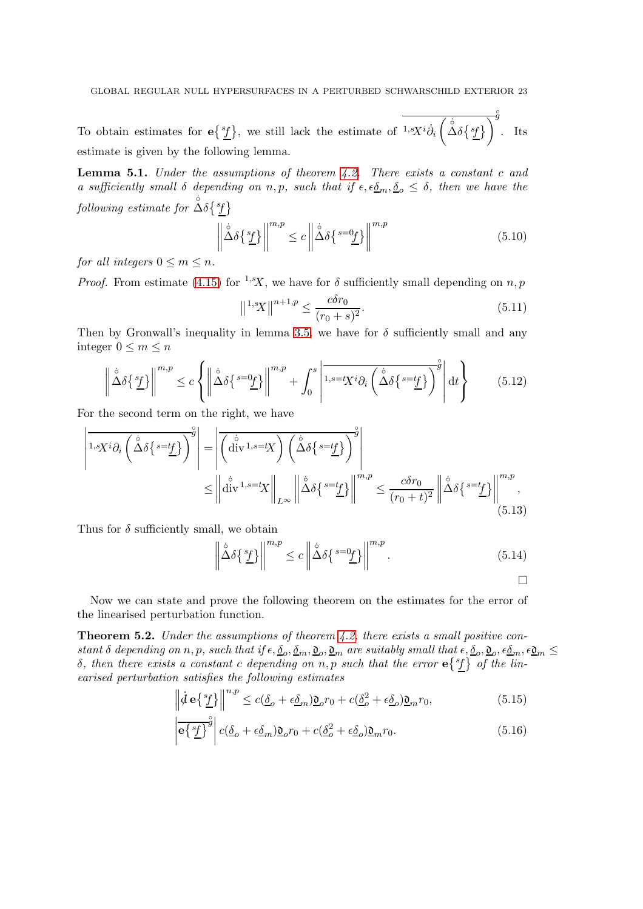To obtain estimates for $\mathbf{e}\{{}^s\underline{f}\}$, we still lack the estimate of $\overline{{}^{1,s}X^i\dot{\partial}_i\left(\mathring{\dot{\Delta}}\delta\{{}^s\underline{f}\}\right)}^{\mathring{g}}$. Its estimate is given by the following lemma.

**Lemma 5.1.** *Under the assumptions of theorem 4.2. There exists a constant $c$ and a sufficiently small $\delta$ depending on $n, p$, such that if $\epsilon, \epsilon\underline{\delta}_m, \underline{\delta}_o \leq \delta$, then we have the following estimate for $\mathring{\dot{\Delta}}\delta\{{}^s\underline{f}\}$*

$$\left\|\mathring{\dot{\Delta}}\delta\{{}^s\underline{f}\}\right\|^{m,p} \leq c\left\|\mathring{\dot{\Delta}}\delta\{{}^{s=0}\underline{f}\}\right\|^{m,p} \tag{5.10}$$

*for all integers $0 \leq m \leq n$.*

*Proof.* From estimate (4.15) for ${}^{1,s}X$, we have for $\delta$ sufficiently small depending on $n, p$

$$\left\|{}^{1,s}X\right\|^{n+1,p} \leq \frac{c\delta r_0}{(r_0+s)^2}. \tag{5.11}$$

Then by Gronwall's inequality in lemma 3.5, we have for $\delta$ sufficiently small and any integer $0 \leq m \leq n$

$$\left\|\mathring{\dot{\Delta}}\delta\{{}^s\underline{f}\}\right\|^{m,p} \leq c\left\{\left\|\mathring{\dot{\Delta}}\delta\{{}^{s=0}\underline{f}\}\right\|^{m,p} + \int_0^s \left|\overline{{}^{1,s=t}X^i\partial_i\left(\mathring{\dot{\Delta}}\delta\{{}^{s=t}\underline{f}\}\right)}^{\mathring{g}}\right| \mathrm{d}t\right\} \tag{5.12}$$

For the second term on the right, we have

$$\begin{aligned}
\left|\overline{{}^{1,s}X^i\partial_i\left(\mathring{\dot{\Delta}}\delta\{{}^{s=t}\underline{f}\}\right)}^{\mathring{g}}\right| &= \left|\overline{\left(\mathring{\dot{\mathrm{div}}}\,{}^{1,s=t}X\right)\left(\mathring{\dot{\Delta}}\delta\{{}^{s=t}\underline{f}\}\right)}^{\mathring{g}}\right| \\
&\leq \left\|\mathring{\dot{\mathrm{div}}}\,{}^{1,s=t}X\right\|_{L^\infty}\left\|\mathring{\dot{\Delta}}\delta\{{}^{s=t}\underline{f}\}\right\|^{m,p} \leq \frac{c\delta r_0}{(r_0+t)^2}\left\|\mathring{\dot{\Delta}}\delta\{{}^{s=t}\underline{f}\}\right\|^{m,p},
\end{aligned} \tag{5.13}$$

Thus for $\delta$ sufficiently small, we obtain

$$\left\|\mathring{\dot{\Delta}}\delta\{{}^s\underline{f}\}\right\|^{m,p} \leq c\left\|\mathring{\dot{\Delta}}\delta\{{}^{s=0}\underline{f}\}\right\|^{m,p}. \tag{5.14}$$

∎

Now we can state and prove the following theorem on the estimates for the error of the linearised perturbation function.

**Theorem 5.2.** *Under the assumptions of theorem 4.2, there exists a small positive constant $\delta$ depending on $n, p$, such that if $\epsilon, \underline{\delta}_o, \underline{\delta}_m, \underline{\mathfrak{D}}_o, \underline{\mathfrak{D}}_m$ are suitably small that $\epsilon, \underline{\delta}_o, \underline{\mathfrak{D}}_o, \epsilon\underline{\delta}_m, \epsilon\underline{\mathfrak{D}}_m \leq \delta$, then there exists a constant $c$ depending on $n, p$ such that the error $\mathbf{e}\{{}^s\underline{f}\}$ of the linearised perturbation satisfies the following estimates*

$$\left\|\dot{\not{d}}\,\mathbf{e}\{{}^s\underline{f}\}\right\|^{n,p} \leq c(\underline{\delta}_o + \epsilon\underline{\delta}_m)\underline{\mathfrak{D}}_o r_0 + c(\underline{\delta}_o^2 + \epsilon\underline{\delta}_o)\underline{\mathfrak{D}}_m r_0, \tag{5.15}$$

$$\left|\overline{\mathbf{e}\{{}^s\underline{f}\}}^{\mathring{g}}\right| c(\underline{\delta}_o + \epsilon\underline{\delta}_m)\underline{\mathfrak{D}}_o r_0 + c(\underline{\delta}_o^2 + \epsilon\underline{\delta}_o)\underline{\mathfrak{D}}_m r_0. \tag{5.16}$$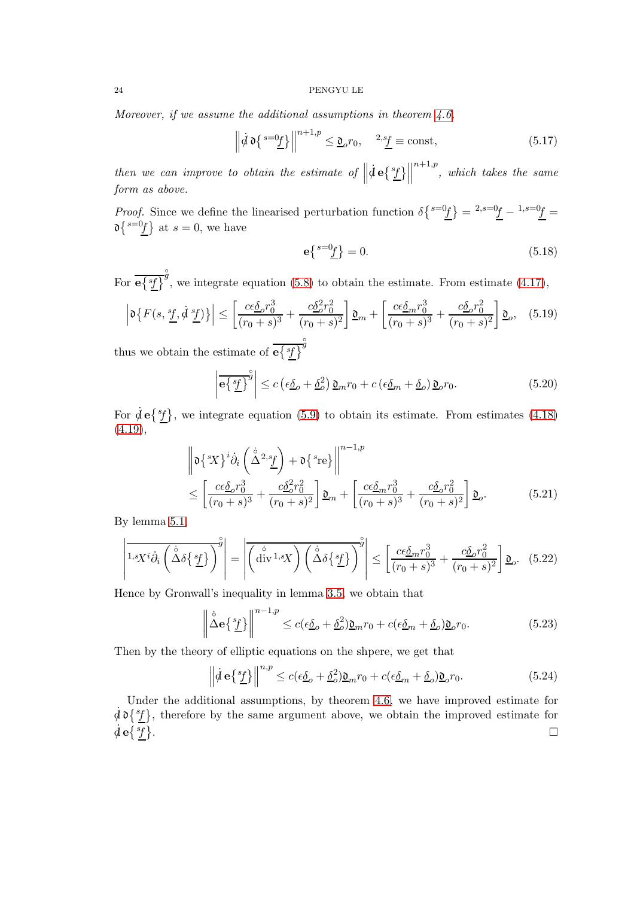*Moreover, if we assume the additional assumptions in theorem 4.6,*

$$\left\| \dot{\not{d}}\, \mathfrak{d}\{{}^{s=0}\underline{f}\} \right\|^{n+1,p} \leq \underline{\mathfrak{D}}_o r_0, \quad {}^{2,s}\underline{f} \equiv \text{const}, \tag{5.17}$$

*then we can improve to obtain the estimate of* $\left\| \dot{\not{d}}\, \mathbf{e}\{{}^{s}\underline{f}\} \right\|^{n+1,p}$*, which takes the same form as above.*

*Proof.* Since we define the linearised perturbation function $\delta\{{}^{s=0}\underline{f}\} = {}^{2,s=0}\underline{f} - {}^{1,s=0}\underline{f} = \mathfrak{d}\{{}^{s=0}\underline{f}\}$ at $s=0$, we have

$$\mathbf{e}\{{}^{s=0}\underline{f}\} = 0. \tag{5.18}$$

For $\overline{\mathbf{e}\{{}^{s}\underline{f}\}}^{\mathring{g}}$, we integrate equation (5.8) to obtain the estimate. From estimate (4.17),

$$\left| \mathfrak{d}\{F(s, {}^{s}\underline{f}, \dot{\not{d}}\, {}^{s}\underline{f})\} \right| \leq \left[ \frac{c\epsilon \underline{\delta}_o r_0^3}{(r_0+s)^3} + \frac{c\underline{\delta}_o^2 r_0^2}{(r_0+s)^2} \right] \underline{\mathfrak{D}}_m + \left[ \frac{c\epsilon \underline{\delta}_m r_0^3}{(r_0+s)^3} + \frac{c\underline{\delta}_o r_0^2}{(r_0+s)^2} \right] \underline{\mathfrak{D}}_o, \tag{5.19}$$

thus we obtain the estimate of $\overline{\mathbf{e}\{{}^{s}\underline{f}\}}^{\mathring{g}}$

$$\left| \overline{\mathbf{e}\{{}^{s}\underline{f}\}}^{\mathring{g}} \right| \leq c\left(\epsilon \underline{\delta}_o + \underline{\delta}_o^2\right) \underline{\mathfrak{D}}_m r_0 + c\left(\epsilon \underline{\delta}_m + \underline{\delta}_o\right) \underline{\mathfrak{D}}_o r_0. \tag{5.20}$$

For $\dot{\not{d}}\, \mathbf{e}\{{}^{s}\underline{f}\}$, we integrate equation (5.9) to obtain its estimate. From estimates (4.18) (4.19),

$$\begin{aligned}
&\left\| \mathfrak{d}\{{}^{s}X\}^i \dot{\partial}_i \left( \mathring{\dot{\Delta}}\, {}^{2,s}\underline{f} \right) + \mathfrak{d}\{{}^{s}\mathrm{re}\} \right\|^{n-1,p} \\
&\leq \left[ \frac{c\epsilon \underline{\delta}_o r_0^3}{(r_0+s)^3} + \frac{c\underline{\delta}_o^2 r_0^2}{(r_0+s)^2} \right] \underline{\mathfrak{D}}_m + \left[ \frac{c\epsilon \underline{\delta}_m r_0^3}{(r_0+s)^3} + \frac{c\underline{\delta}_o r_0^2}{(r_0+s)^2} \right] \underline{\mathfrak{D}}_o.
\end{aligned} \tag{5.21}$$

By lemma 5.1,

$$\left| \overline{{}^{1,s}X^i \dot{\partial}_i \left( \mathring{\dot{\Delta}} \delta\{{}^{s}\underline{f}\} \right)}^{\mathring{g}} \right| = \left| \overline{\left( \mathring{\dot{\mathrm{div}}}\, {}^{1,s}X \right) \left( \mathring{\dot{\Delta}} \delta\{{}^{s}\underline{f}\} \right)}^{\mathring{g}} \right| \leq \left[ \frac{c\epsilon \underline{\delta}_m r_0^3}{(r_0+s)^3} + \frac{c\underline{\delta}_o r_0^2}{(r_0+s)^2} \right] \underline{\mathfrak{D}}_o. \tag{5.22}$$

Hence by Gronwall's inequality in lemma 3.5, we obtain that

$$\left\| \mathring{\dot{\Delta}} \mathbf{e}\{{}^{s}\underline{f}\} \right\|^{n-1,p} \leq c(\epsilon \underline{\delta}_o + \underline{\delta}_o^2) \underline{\mathfrak{D}}_m r_0 + c(\epsilon \underline{\delta}_m + \underline{\delta}_o) \underline{\mathfrak{D}}_o r_0. \tag{5.23}$$

Then by the theory of elliptic equations on the shpere, we get that

$$\left\| \dot{\not{d}}\, \mathbf{e}\{{}^{s}\underline{f}\} \right\|^{n,p} \leq c(\epsilon \underline{\delta}_o + \underline{\delta}_o^2) \underline{\mathfrak{D}}_m r_0 + c(\epsilon \underline{\delta}_m + \underline{\delta}_o) \underline{\mathfrak{D}}_o r_0. \tag{5.24}$$

Under the additional assumptions, by theorem 4.6, we have improved estimate for $\dot{\not{d}}\, \mathfrak{d}\{{}^{s}\underline{f}\}$, therefore by the same argument above, we obtain the improved estimate for $\dot{\not{d}}\, \mathbf{e}\{{}^{s}\underline{f}\}$. □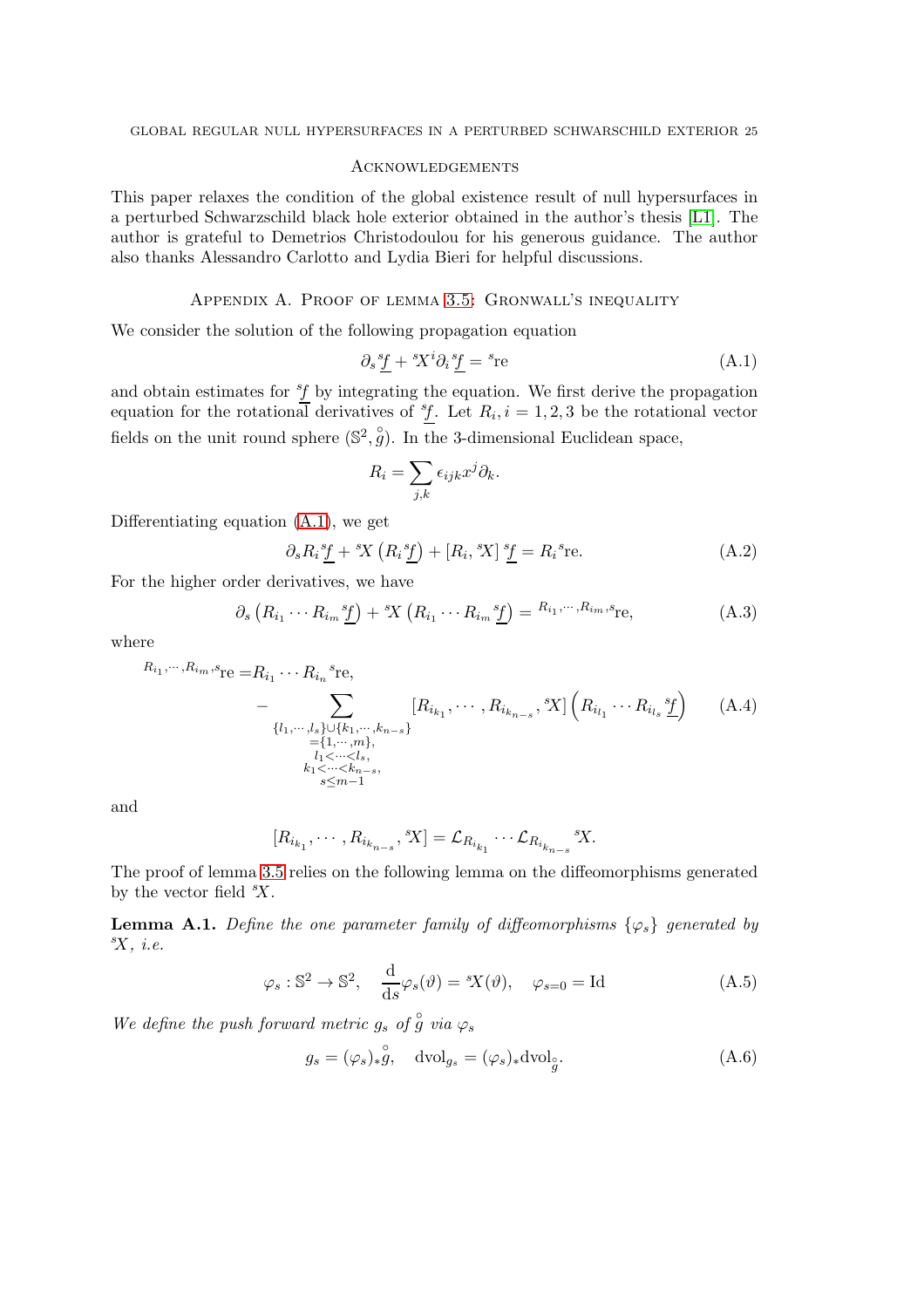## Acknowledgements

This paper relaxes the condition of the global existence result of null hypersurfaces in a perturbed Schwarzschild black hole exterior obtained in the author's thesis [L1]. The author is grateful to Demetrios Christodoulou for his generous guidance. The author also thanks Alessandro Carlotto and Lydia Bieri for helpful discussions.

## Appendix A. Proof of lemma 3.5: Gronwall's inequality

We consider the solution of the following propagation equation

$$\partial_s {}^s\underline{f} + {}^sX^i \partial_i {}^s\underline{f} = {}^s\text{re} \tag{A.1}$$

and obtain estimates for ${}^s\underline{f}$ by integrating the equation. We first derive the propagation equation for the rotational derivatives of ${}^s\underline{f}$. Let $R_i, i = 1, 2, 3$ be the rotational vector fields on the unit round sphere $(\mathbb{S}^2, \overset{\circ}{g})$. In the 3-dimensional Euclidean space,

$$R_i = \sum_{j,k} \epsilon_{ijk} x^j \partial_k.$$

Differentiating equation (A.1), we get

$$\partial_s R_i {}^s\underline{f} + {}^sX \left( R_i {}^s\underline{f} \right) + [R_i, {}^sX]\, {}^s\underline{f} = R_i {}^s\text{re}. \tag{A.2}$$

For the higher order derivatives, we have

$$\partial_s \left( R_{i_1} \cdots R_{i_m} {}^s\underline{f} \right) + {}^sX \left( R_{i_1} \cdots R_{i_m} {}^s\underline{f} \right) = {}^{R_{i_1}, \cdots, R_{i_m}, s}\text{re}, \tag{A.3}$$

where

$$\begin{aligned} {}^{R_{i_1}, \cdots, R_{i_m}, s}\text{re} =& R_{i_1} \cdots R_{i_n} {}^s\text{re}, \\ & - \sum_{\substack{\{l_1, \cdots, l_s\} \cup \{k_1, \cdots, k_{n-s}\} \\ = \{1, \cdots, m\}, \\ l_1 < \cdots < l_s, \\ k_1 < \cdots < k_{n-s}, \\ s \leq m-1}} [R_{i_{k_1}}, \cdots, R_{i_{k_{n-s}}}, {}^sX] \left( R_{i_{l_1}} \cdots R_{i_{l_s}} {}^s\underline{f} \right) \end{aligned} \tag{A.4}$$

and

$$[R_{i_{k_1}}, \cdots, R_{i_{k_{n-s}}}, {}^sX] = \mathcal{L}_{R_{i_{k_1}}} \cdots \mathcal{L}_{R_{i_{k_{n-s}}}} {}^sX.$$

The proof of lemma 3.5 relies on the following lemma on the diffeomorphisms generated by the vector field ${}^sX$.

**Lemma A.1.** *Define the one parameter family of diffeomorphisms $\{\varphi_s\}$ generated by ${}^sX$, i.e.*

$$\varphi_s : \mathbb{S}^2 \to \mathbb{S}^2, \quad \frac{\mathrm{d}}{\mathrm{d}s} \varphi_s(\vartheta) = {}^sX(\vartheta), \quad \varphi_{s=0} = \text{Id} \tag{A.5}$$

*We define the push forward metric $g_s$ of $\overset{\circ}{g}$ via $\varphi_s$*

$$g_s = (\varphi_s)_* \overset{\circ}{g}, \quad \text{dvol}_{g_s} = (\varphi_s)_* \text{dvol}_{\overset{\circ}{g}}. \tag{A.6}$$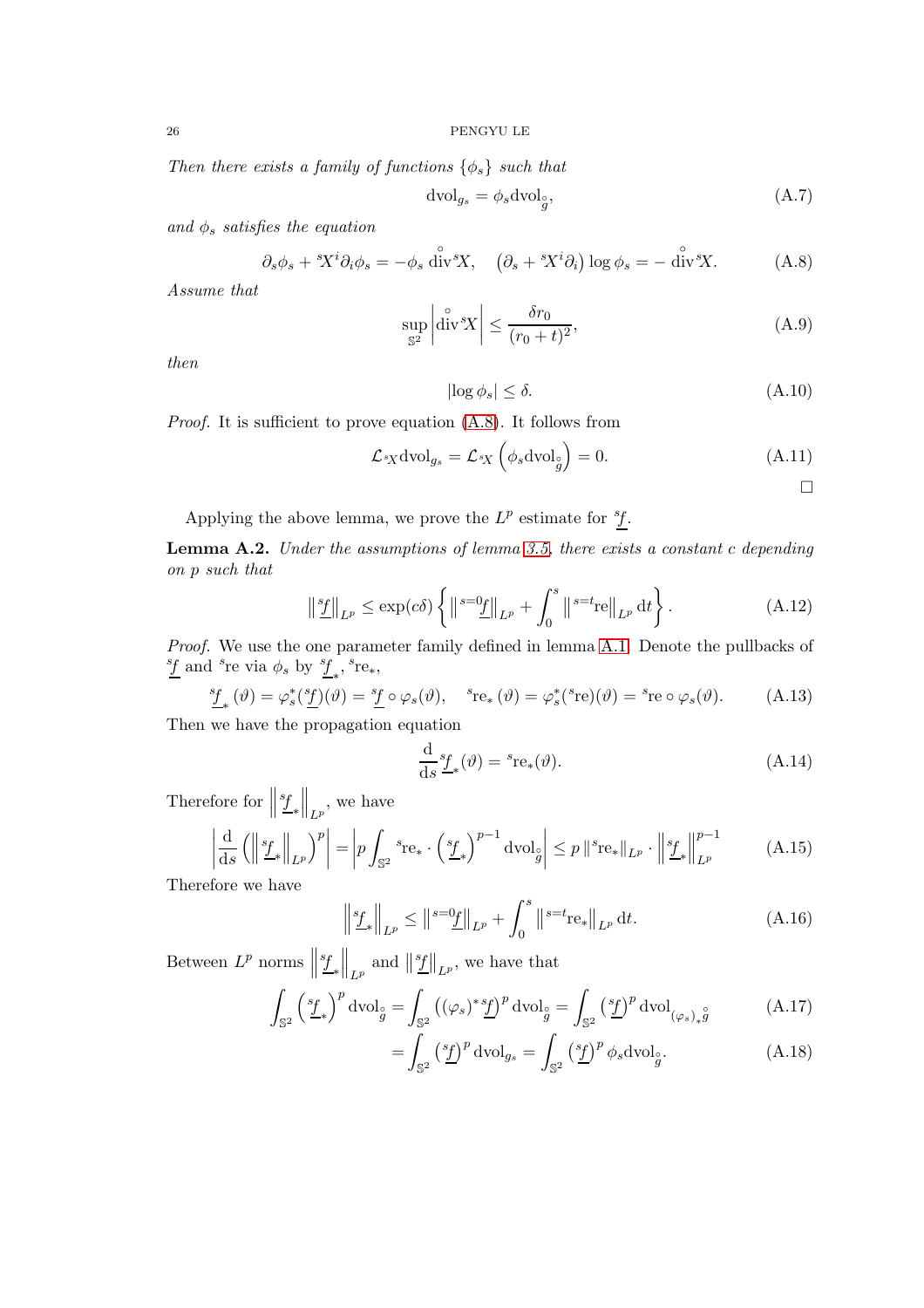*Then there exists a family of functions $\{\phi_s\}$ such that*

$$\mathrm{dvol}_{g_s} = \phi_s \mathrm{dvol}_{\overset{\circ}{g}}, \tag{A.7}$$

*and $\phi_s$ satisfies the equation*

$$\partial_s \phi_s + {}^s X^i \partial_i \phi_s = -\phi_s \overset{\circ}{\mathrm{div}} {}^s X, \quad \left(\partial_s + {}^s X^i \partial_i\right) \log \phi_s = -\overset{\circ}{\mathrm{div}} {}^s X. \tag{A.8}$$

*Assume that*

$$\sup_{\mathbb{S}^2} \left| \overset{\circ}{\mathrm{div}} {}^s X \right| \leq \frac{\delta r_0}{(r_0+t)^2}, \tag{A.9}$$

*then*

$$|\log \phi_s| \leq \delta. \tag{A.10}$$

*Proof.* It is sufficient to prove equation (A.8). It follows from

$$\mathcal{L}_{{}^s X} \mathrm{dvol}_{g_s} = \mathcal{L}_{{}^s X} \left(\phi_s \mathrm{dvol}_{\overset{\circ}{g}}\right) = 0. \tag{A.11}$$

$\square$

Applying the above lemma, we prove the $L^p$ estimate for ${}^s\underline{f}$.

**Lemma A.2.** *Under the assumptions of lemma 3.5, there exists a constant $c$ depending on $p$ such that*

$$\left\| {}^s\underline{f} \right\|_{L^p} \leq \exp(c\delta) \left\{ \left\| {}^{s=0}\underline{f} \right\|_{L^p} + \int_0^s \left\| {}^{s=t}\mathrm{re} \right\|_{L^p} \mathrm{d}t \right\}. \tag{A.12}$$

*Proof.* We use the one parameter family defined in lemma A.1. Denote the pullbacks of ${}^s\underline{f}$ and ${}^s\mathrm{re}$ via $\phi_s$ by ${}^s\underline{f}_*$, ${}^s\mathrm{re}_*$,

$${}^s\underline{f}_*(\vartheta) = \varphi_s^*({}^s\underline{f})(\vartheta) = {}^s\underline{f} \circ \varphi_s(\vartheta), \quad {}^s\mathrm{re}_*(\vartheta) = \varphi_s^*({}^s\mathrm{re})(\vartheta) = {}^s\mathrm{re} \circ \varphi_s(\vartheta). \tag{A.13}$$

Then we have the propagation equation

$$\frac{\mathrm{d}}{\mathrm{d}s} {}^s\underline{f}_*(\vartheta) = {}^s\mathrm{re}_*(\vartheta). \tag{A.14}$$

Therefore for $\left\| {}^s\underline{f}_* \right\|_{L^p}$, we have

$$\left| \frac{\mathrm{d}}{\mathrm{d}s} \left( \left\| {}^s\underline{f}_* \right\|_{L^p} \right)^p \right| = \left| p \int_{\mathbb{S}^2} {}^s\mathrm{re}_* \cdot \left( {}^s\underline{f}_* \right)^{p-1} \mathrm{dvol}_{\overset{\circ}{g}} \right| \leq p \left\| {}^s\mathrm{re}_* \right\|_{L^p} \cdot \left\| {}^s\underline{f}_* \right\|_{L^p}^{p-1} \tag{A.15}$$

Therefore we have

$$\left\| {}^s\underline{f}_* \right\|_{L^p} \leq \left\| {}^{s=0}\underline{f} \right\|_{L^p} + \int_0^s \left\| {}^{s=t}\mathrm{re}_* \right\|_{L^p} \mathrm{d}t. \tag{A.16}$$

Between $L^p$ norms $\left\| {}^s\underline{f}_* \right\|_{L^p}$ and $\left\| {}^s\underline{f} \right\|_{L^p}$, we have that

$$\int_{\mathbb{S}^2} \left( {}^s\underline{f}_* \right)^p \mathrm{dvol}_{\overset{\circ}{g}} = \int_{\mathbb{S}^2} \left( (\varphi_s)^* {}^s\underline{f} \right)^p \mathrm{dvol}_{\overset{\circ}{g}} = \int_{\mathbb{S}^2} \left( {}^s\underline{f} \right)^p \mathrm{dvol}_{(\varphi_s)_* \overset{\circ}{g}} \tag{A.17}$$

$$= \int_{\mathbb{S}^2} \left( {}^s\underline{f} \right)^p \mathrm{dvol}_{g_s} = \int_{\mathbb{S}^2} \left( {}^s\underline{f} \right)^p \phi_s \mathrm{dvol}_{\overset{\circ}{g}}. \tag{A.18}$$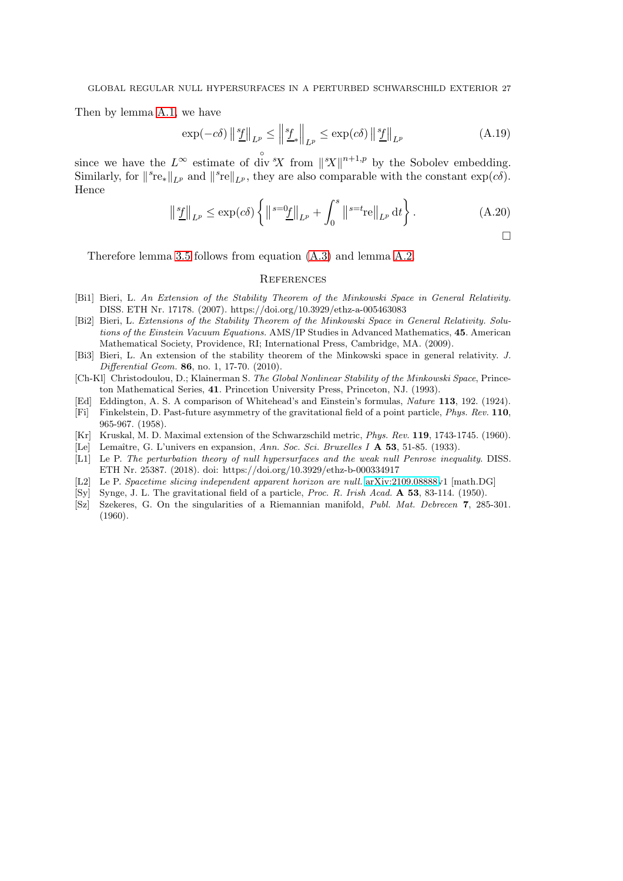Then by lemma A.1, we have

$$\exp(-c\delta) \left\| {}^s\underline{f} \right\|_{L^p} \leq \left\| {}^s\underline{f}_* \right\|_{L^p} \leq \exp(c\delta) \left\| {}^s\underline{f} \right\|_{L^p} \tag{A.19}$$

since we have the $L^\infty$ estimate of $\overset{\circ}{\operatorname{div}}\, {}^sX$ from $\|{}^sX\|^{n+1,p}$ by the Sobolev embedding. Similarly, for $\|{}^s\mathrm{re}_*\|_{L^p}$ and $\|{}^s\mathrm{re}\|_{L^p}$, they are also comparable with the constant $\exp(c\delta)$. Hence

$$\left\| {}^s\underline{f} \right\|_{L^p} \leq \exp(c\delta) \left\{ \left\| {}^{s=0}\underline{f} \right\|_{L^p} + \int_0^s \left\| {}^{s=t}\mathrm{re} \right\|_{L^p} \mathrm{d}t \right\}. \tag{A.20}$$

□

Therefore lemma 3.5 follows from equation (A.3) and lemma A.2.

## References

[Bi1] Bieri, L. *An Extension of the Stability Theorem of the Minkowski Space in General Relativity.* DISS. ETH Nr. 17178. (2007). https://doi.org/10.3929/ethz-a-005463083

[Bi2] Bieri, L. *Extensions of the Stability Theorem of the Minkowski Space in General Relativity. Solutions of the Einstein Vacuum Equations.* AMS/IP Studies in Advanced Mathematics, **45**. American Mathematical Society, Providence, RI; International Press, Cambridge, MA. (2009).

[Bi3] Bieri, L. An extension of the stability theorem of the Minkowski space in general relativity. *J. Differential Geom.* **86**, no. 1, 17-70. (2010).

[Ch-Kl] Christodoulou, D.; Klainerman S. *The Global Nonlinear Stability of the Minkowski Space*, Princeton Mathematical Series, **41**. Princetion University Press, Princeton, NJ. (1993).

[Ed] Eddington, A. S. A comparison of Whitehead's and Einstein's formulas, *Nature* **113**, 192. (1924).

[Fi] Finkelstein, D. Past-future asymmetry of the gravitational field of a point particle, *Phys. Rev.* **110**, 965-967. (1958).

[Kr] Kruskal, M. D. Maximal extension of the Schwarzschild metric, *Phys. Rev.* **119**, 1743-1745. (1960).

[Le] Lemaître, G. L'univers en expansion, *Ann. Soc. Sci. Bruxelles I* **A 53**, 51-85. (1933).

[L1] Le P. *The perturbation theory of null hypersurfaces and the weak null Penrose inequality.* DISS. ETH Nr. 25387. (2018). doi: https://doi.org/10.3929/ethz-b-000334917

[L2] Le P. *Spacetime slicing independent apparent horizon are null.* arXiv:2109.08888v1 [math.DG]

[Sy] Synge, J. L. The gravitational field of a particle, *Proc. R. Irish Acad.* **A 53**, 83-114. (1950).

[Sz] Szekeres, G. On the singularities of a Riemannian manifold, *Publ. Mat. Debrecen* **7**, 285-301. (1960).